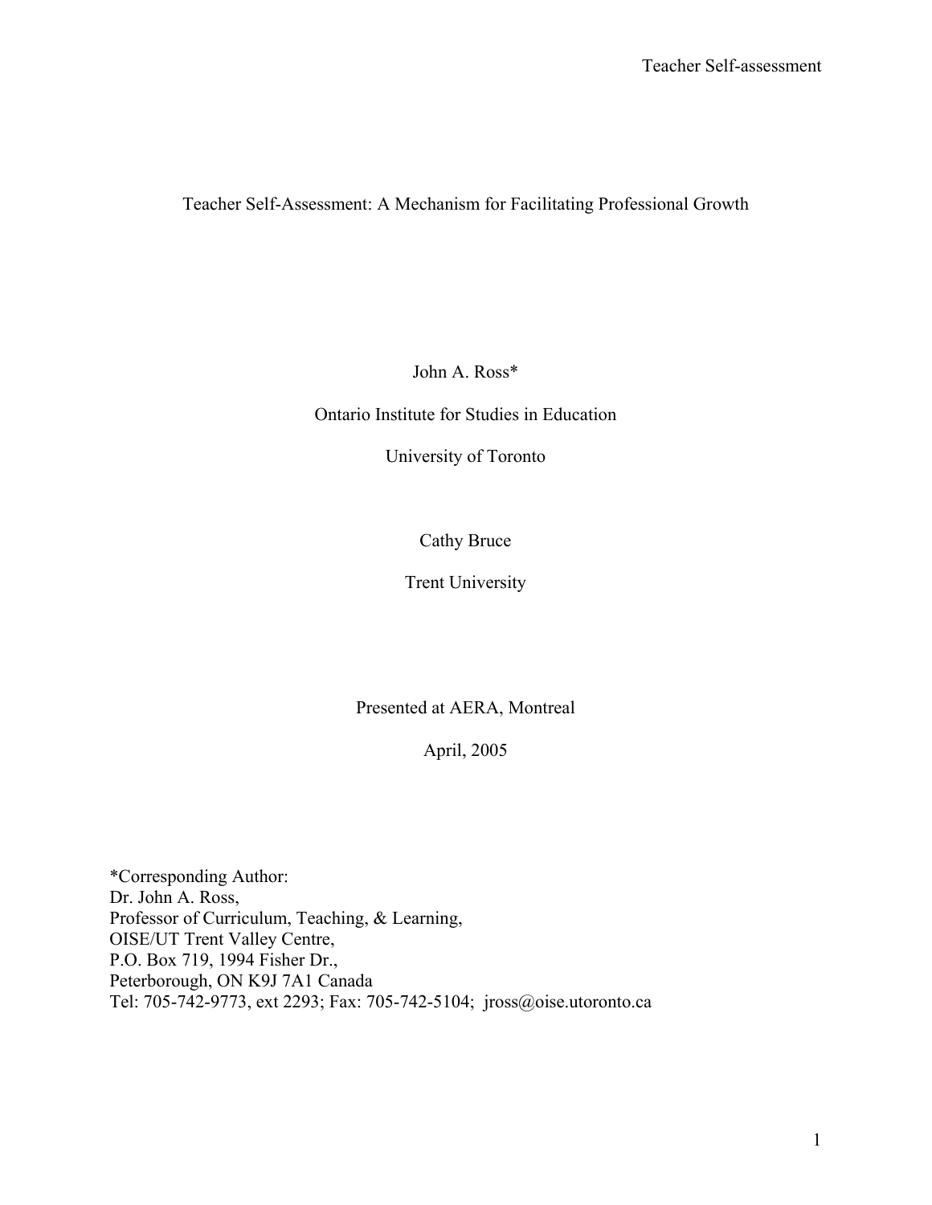# Teacher Self-Assessment: A Mechanism for Facilitating Professional Growth

John A. Ross*

Ontario Institute for Studies in Education

University of Toronto

Cathy Bruce

Trent University

Presented at AERA, Montreal

April, 2005

*Corresponding Author:
Dr. John A. Ross,
Professor of Curriculum, Teaching, & Learning,
OISE/UT Trent Valley Centre,
P.O. Box 719, 1994 Fisher Dr.,
Peterborough, ON K9J 7A1 Canada
Tel: 705-742-9773, ext 2293; Fax: 705-742-5104; jross@oise.utoronto.ca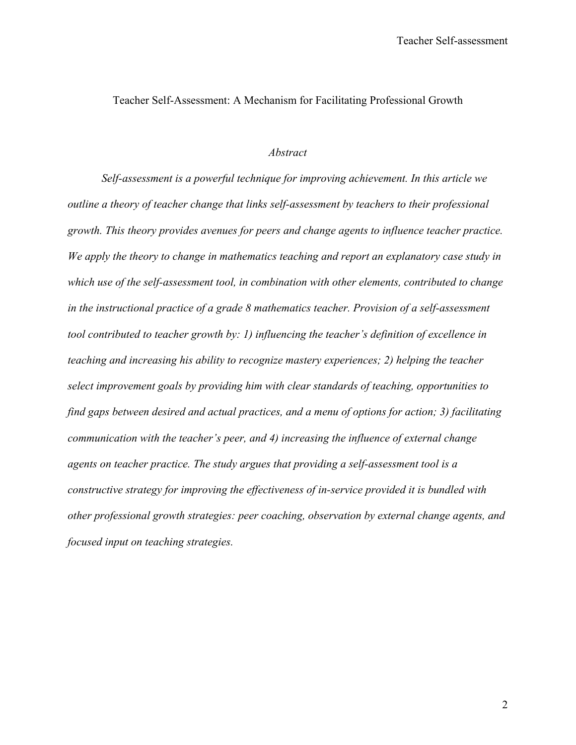# Teacher Self-Assessment: A Mechanism for Facilitating Professional Growth

## *Abstract*

*Self-assessment is a powerful technique for improving achievement. In this article we outline a theory of teacher change that links self-assessment by teachers to their professional growth. This theory provides avenues for peers and change agents to influence teacher practice. We apply the theory to change in mathematics teaching and report an explanatory case study in which use of the self-assessment tool, in combination with other elements, contributed to change in the instructional practice of a grade 8 mathematics teacher. Provision of a self-assessment tool contributed to teacher growth by: 1) influencing the teacher's definition of excellence in teaching and increasing his ability to recognize mastery experiences; 2) helping the teacher select improvement goals by providing him with clear standards of teaching, opportunities to find gaps between desired and actual practices, and a menu of options for action; 3) facilitating communication with the teacher's peer, and 4) increasing the influence of external change agents on teacher practice. The study argues that providing a self-assessment tool is a constructive strategy for improving the effectiveness of in-service provided it is bundled with other professional growth strategies: peer coaching, observation by external change agents, and focused input on teaching strategies.*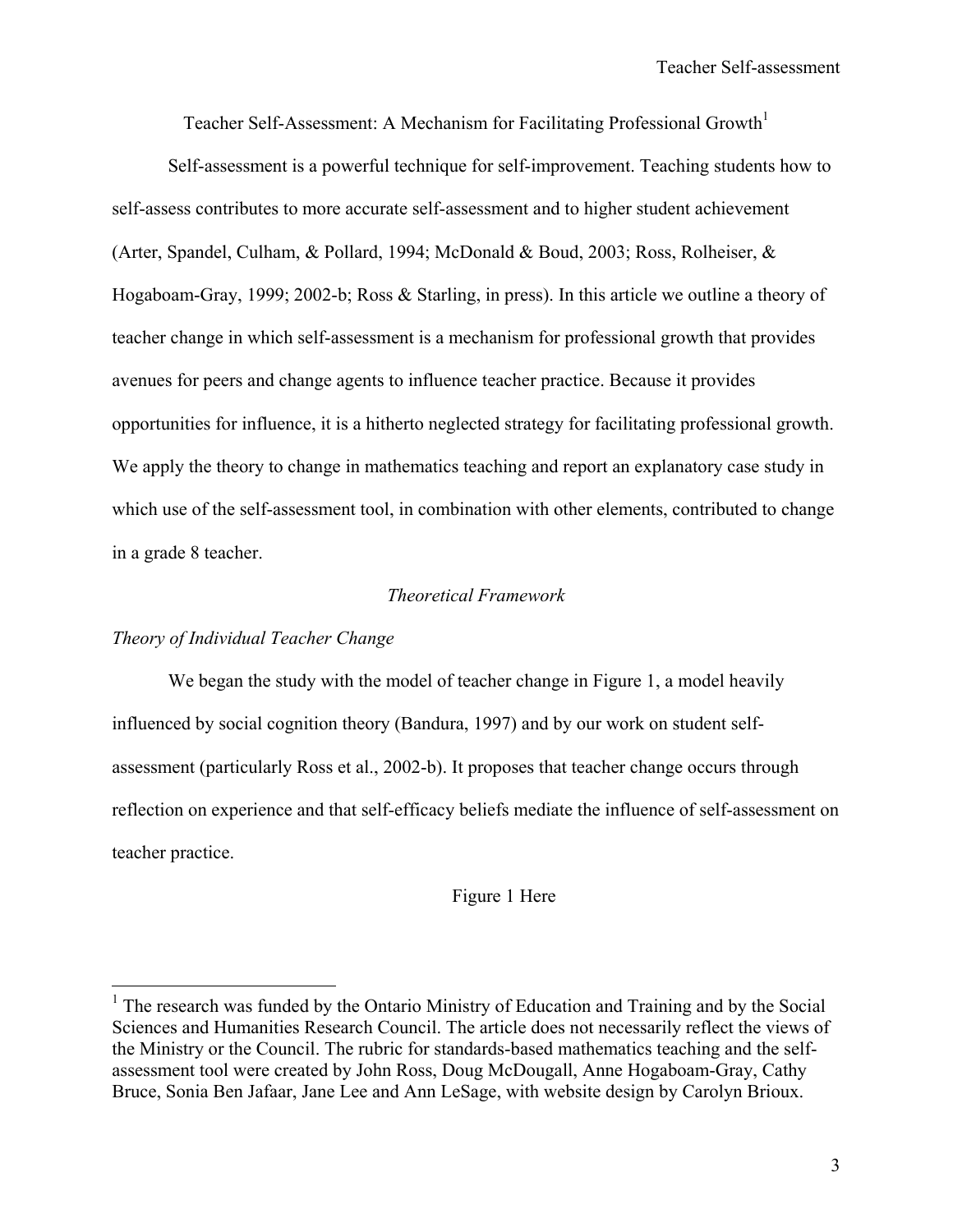# Teacher Self-Assessment: A Mechanism for Facilitating Professional Growth[1]

Self-assessment is a powerful technique for self-improvement. Teaching students how to self-assess contributes to more accurate self-assessment and to higher student achievement (Arter, Spandel, Culham, & Pollard, 1994; McDonald & Boud, 2003; Ross, Rolheiser, & Hogaboam-Gray, 1999; 2002-b; Ross & Starling, in press). In this article we outline a theory of teacher change in which self-assessment is a mechanism for professional growth that provides avenues for peers and change agents to influence teacher practice. Because it provides opportunities for influence, it is a hitherto neglected strategy for facilitating professional growth. We apply the theory to change in mathematics teaching and report an explanatory case study in which use of the self-assessment tool, in combination with other elements, contributed to change in a grade 8 teacher.

## *Theoretical Framework*

### *Theory of Individual Teacher Change*

We began the study with the model of teacher change in Figure 1, a model heavily influenced by social cognition theory (Bandura, 1997) and by our work on student self-assessment (particularly Ross et al., 2002-b). It proposes that teacher change occurs through reflection on experience and that self-efficacy beliefs mediate the influence of self-assessment on teacher practice.

Figure 1 Here

[1] The research was funded by the Ontario Ministry of Education and Training and by the Social Sciences and Humanities Research Council. The article does not necessarily reflect the views of the Ministry or the Council. The rubric for standards-based mathematics teaching and the self-assessment tool were created by John Ross, Doug McDougall, Anne Hogaboam-Gray, Cathy Bruce, Sonia Ben Jafaar, Jane Lee and Ann LeSage, with website design by Carolyn Brioux.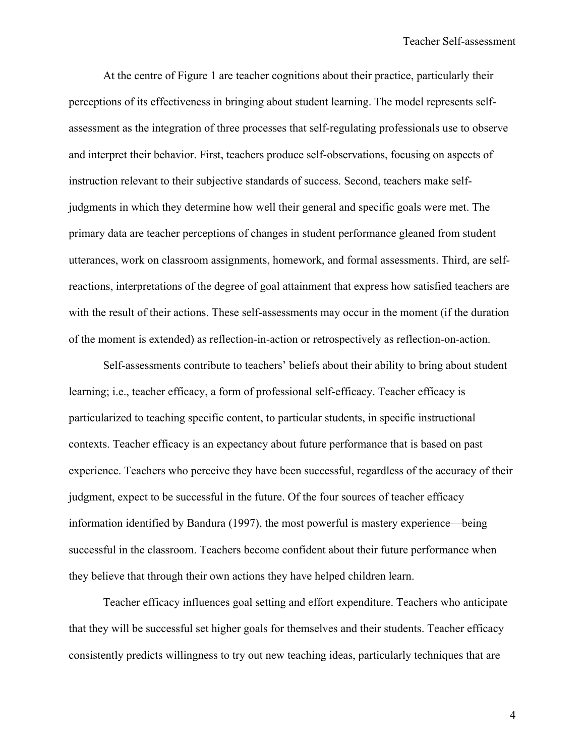At the centre of Figure 1 are teacher cognitions about their practice, particularly their perceptions of its effectiveness in bringing about student learning. The model represents self-assessment as the integration of three processes that self-regulating professionals use to observe and interpret their behavior. First, teachers produce self-observations, focusing on aspects of instruction relevant to their subjective standards of success. Second, teachers make self-judgments in which they determine how well their general and specific goals were met. The primary data are teacher perceptions of changes in student performance gleaned from student utterances, work on classroom assignments, homework, and formal assessments. Third, are self-reactions, interpretations of the degree of goal attainment that express how satisfied teachers are with the result of their actions. These self-assessments may occur in the moment (if the duration of the moment is extended) as reflection-in-action or retrospectively as reflection-on-action.

Self-assessments contribute to teachers' beliefs about their ability to bring about student learning; i.e., teacher efficacy, a form of professional self-efficacy. Teacher efficacy is particularized to teaching specific content, to particular students, in specific instructional contexts. Teacher efficacy is an expectancy about future performance that is based on past experience. Teachers who perceive they have been successful, regardless of the accuracy of their judgment, expect to be successful in the future. Of the four sources of teacher efficacy information identified by Bandura (1997), the most powerful is mastery experience—being successful in the classroom. Teachers become confident about their future performance when they believe that through their own actions they have helped children learn.

Teacher efficacy influences goal setting and effort expenditure. Teachers who anticipate that they will be successful set higher goals for themselves and their students. Teacher efficacy consistently predicts willingness to try out new teaching ideas, particularly techniques that are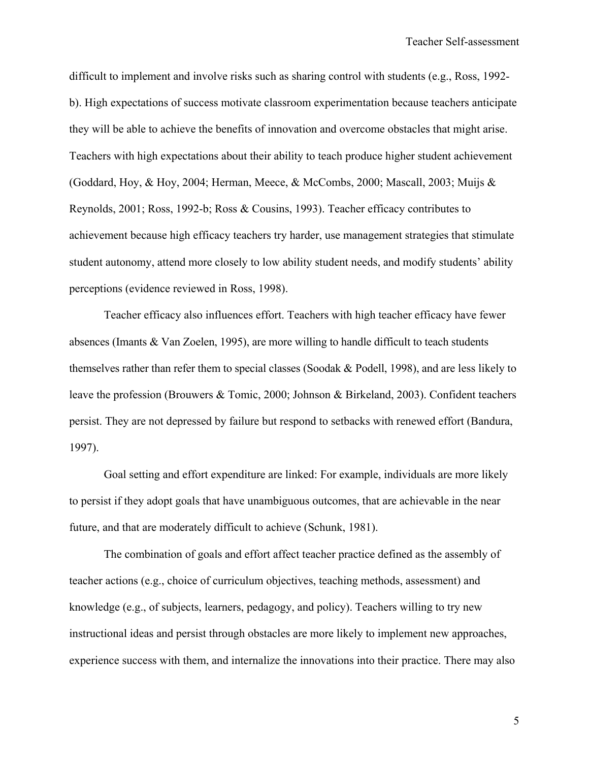difficult to implement and involve risks such as sharing control with students (e.g., Ross, 1992-b). High expectations of success motivate classroom experimentation because teachers anticipate they will be able to achieve the benefits of innovation and overcome obstacles that might arise. Teachers with high expectations about their ability to teach produce higher student achievement (Goddard, Hoy, & Hoy, 2004; Herman, Meece, & McCombs, 2000; Mascall, 2003; Muijs & Reynolds, 2001; Ross, 1992-b; Ross & Cousins, 1993). Teacher efficacy contributes to achievement because high efficacy teachers try harder, use management strategies that stimulate student autonomy, attend more closely to low ability student needs, and modify students' ability perceptions (evidence reviewed in Ross, 1998).

Teacher efficacy also influences effort. Teachers with high teacher efficacy have fewer absences (Imants & Van Zoelen, 1995), are more willing to handle difficult to teach students themselves rather than refer them to special classes (Soodak & Podell, 1998), and are less likely to leave the profession (Brouwers & Tomic, 2000; Johnson & Birkeland, 2003). Confident teachers persist. They are not depressed by failure but respond to setbacks with renewed effort (Bandura, 1997).

Goal setting and effort expenditure are linked: For example, individuals are more likely to persist if they adopt goals that have unambiguous outcomes, that are achievable in the near future, and that are moderately difficult to achieve (Schunk, 1981).

The combination of goals and effort affect teacher practice defined as the assembly of teacher actions (e.g., choice of curriculum objectives, teaching methods, assessment) and knowledge (e.g., of subjects, learners, pedagogy, and policy). Teachers willing to try new instructional ideas and persist through obstacles are more likely to implement new approaches, experience success with them, and internalize the innovations into their practice. There may also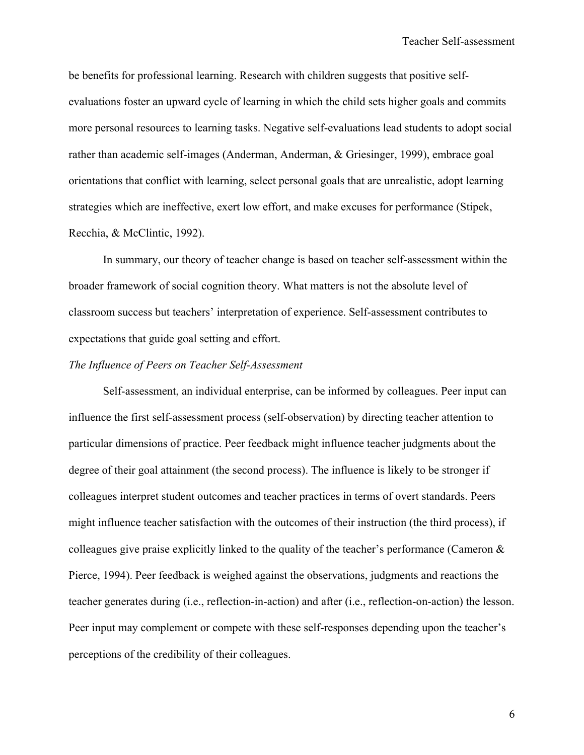be benefits for professional learning. Research with children suggests that positive self-evaluations foster an upward cycle of learning in which the child sets higher goals and commits more personal resources to learning tasks. Negative self-evaluations lead students to adopt social rather than academic self-images (Anderman, Anderman, & Griesinger, 1999), embrace goal orientations that conflict with learning, select personal goals that are unrealistic, adopt learning strategies which are ineffective, exert low effort, and make excuses for performance (Stipek, Recchia, & McClintic, 1992).

In summary, our theory of teacher change is based on teacher self-assessment within the broader framework of social cognition theory. What matters is not the absolute level of classroom success but teachers' interpretation of experience. Self-assessment contributes to expectations that guide goal setting and effort.

*The Influence of Peers on Teacher Self-Assessment*

Self-assessment, an individual enterprise, can be informed by colleagues. Peer input can influence the first self-assessment process (self-observation) by directing teacher attention to particular dimensions of practice. Peer feedback might influence teacher judgments about the degree of their goal attainment (the second process). The influence is likely to be stronger if colleagues interpret student outcomes and teacher practices in terms of overt standards. Peers might influence teacher satisfaction with the outcomes of their instruction (the third process), if colleagues give praise explicitly linked to the quality of the teacher's performance (Cameron & Pierce, 1994). Peer feedback is weighed against the observations, judgments and reactions the teacher generates during (i.e., reflection-in-action) and after (i.e., reflection-on-action) the lesson. Peer input may complement or compete with these self-responses depending upon the teacher's perceptions of the credibility of their colleagues.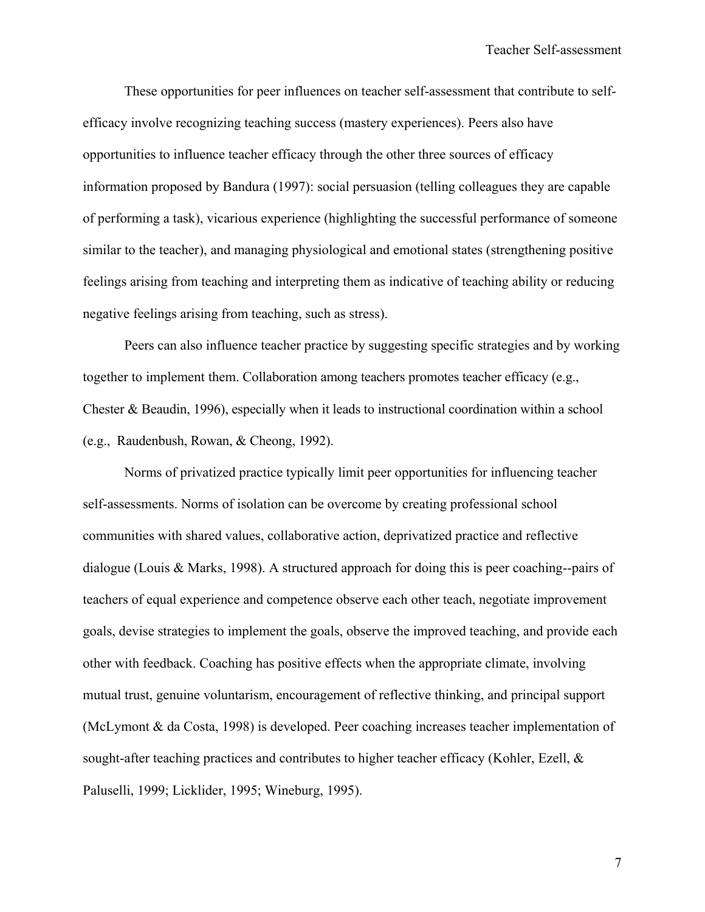These opportunities for peer influences on teacher self-assessment that contribute to self-efficacy involve recognizing teaching success (mastery experiences). Peers also have opportunities to influence teacher efficacy through the other three sources of efficacy information proposed by Bandura (1997): social persuasion (telling colleagues they are capable of performing a task), vicarious experience (highlighting the successful performance of someone similar to the teacher), and managing physiological and emotional states (strengthening positive feelings arising from teaching and interpreting them as indicative of teaching ability or reducing negative feelings arising from teaching, such as stress).

Peers can also influence teacher practice by suggesting specific strategies and by working together to implement them. Collaboration among teachers promotes teacher efficacy (e.g., Chester & Beaudin, 1996), especially when it leads to instructional coordination within a school (e.g., Raudenbush, Rowan, & Cheong, 1992).

Norms of privatized practice typically limit peer opportunities for influencing teacher self-assessments. Norms of isolation can be overcome by creating professional school communities with shared values, collaborative action, deprivatized practice and reflective dialogue (Louis & Marks, 1998). A structured approach for doing this is peer coaching--pairs of teachers of equal experience and competence observe each other teach, negotiate improvement goals, devise strategies to implement the goals, observe the improved teaching, and provide each other with feedback. Coaching has positive effects when the appropriate climate, involving mutual trust, genuine voluntarism, encouragement of reflective thinking, and principal support (McLymont & da Costa, 1998) is developed. Peer coaching increases teacher implementation of sought-after teaching practices and contributes to higher teacher efficacy (Kohler, Ezell, & Paluselli, 1999; Licklider, 1995; Wineburg, 1995).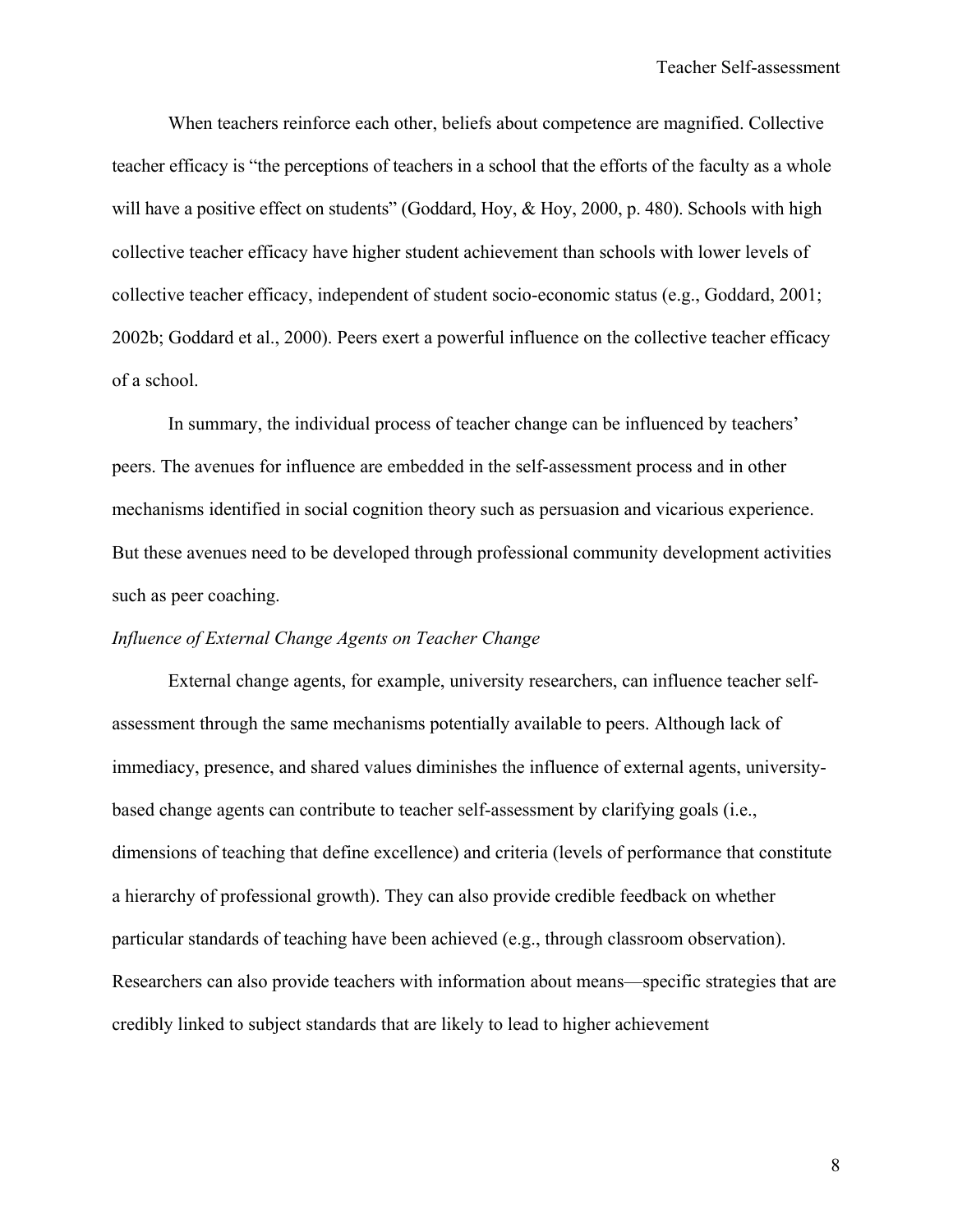When teachers reinforce each other, beliefs about competence are magnified. Collective teacher efficacy is "the perceptions of teachers in a school that the efforts of the faculty as a whole will have a positive effect on students" (Goddard, Hoy, & Hoy, 2000, p. 480). Schools with high collective teacher efficacy have higher student achievement than schools with lower levels of collective teacher efficacy, independent of student socio-economic status (e.g., Goddard, 2001; 2002b; Goddard et al., 2000). Peers exert a powerful influence on the collective teacher efficacy of a school.

In summary, the individual process of teacher change can be influenced by teachers' peers. The avenues for influence are embedded in the self-assessment process and in other mechanisms identified in social cognition theory such as persuasion and vicarious experience. But these avenues need to be developed through professional community development activities such as peer coaching.

*Influence of External Change Agents on Teacher Change*

External change agents, for example, university researchers, can influence teacher self-assessment through the same mechanisms potentially available to peers. Although lack of immediacy, presence, and shared values diminishes the influence of external agents, university-based change agents can contribute to teacher self-assessment by clarifying goals (i.e., dimensions of teaching that define excellence) and criteria (levels of performance that constitute a hierarchy of professional growth). They can also provide credible feedback on whether particular standards of teaching have been achieved (e.g., through classroom observation). Researchers can also provide teachers with information about means—specific strategies that are credibly linked to subject standards that are likely to lead to higher achievement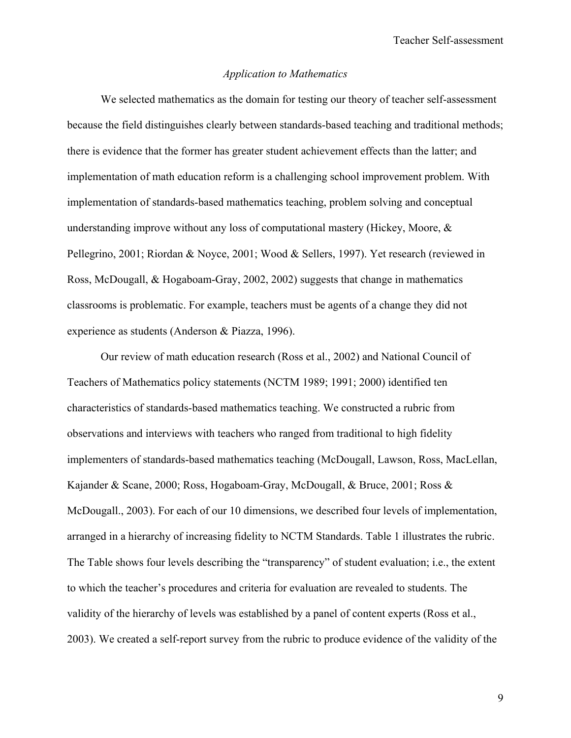*Application to Mathematics*

We selected mathematics as the domain for testing our theory of teacher self-assessment because the field distinguishes clearly between standards-based teaching and traditional methods; there is evidence that the former has greater student achievement effects than the latter; and implementation of math education reform is a challenging school improvement problem. With implementation of standards-based mathematics teaching, problem solving and conceptual understanding improve without any loss of computational mastery (Hickey, Moore, & Pellegrino, 2001; Riordan & Noyce, 2001; Wood & Sellers, 1997). Yet research (reviewed in Ross, McDougall, & Hogaboam-Gray, 2002, 2002) suggests that change in mathematics classrooms is problematic. For example, teachers must be agents of a change they did not experience as students (Anderson & Piazza, 1996).

Our review of math education research (Ross et al., 2002) and National Council of Teachers of Mathematics policy statements (NCTM 1989; 1991; 2000) identified ten characteristics of standards-based mathematics teaching. We constructed a rubric from observations and interviews with teachers who ranged from traditional to high fidelity implementers of standards-based mathematics teaching (McDougall, Lawson, Ross, MacLellan, Kajander & Scane, 2000; Ross, Hogaboam-Gray, McDougall, & Bruce, 2001; Ross & McDougall., 2003). For each of our 10 dimensions, we described four levels of implementation, arranged in a hierarchy of increasing fidelity to NCTM Standards. Table 1 illustrates the rubric. The Table shows four levels describing the "transparency" of student evaluation; i.e., the extent to which the teacher's procedures and criteria for evaluation are revealed to students. The validity of the hierarchy of levels was established by a panel of content experts (Ross et al., 2003). We created a self-report survey from the rubric to produce evidence of the validity of the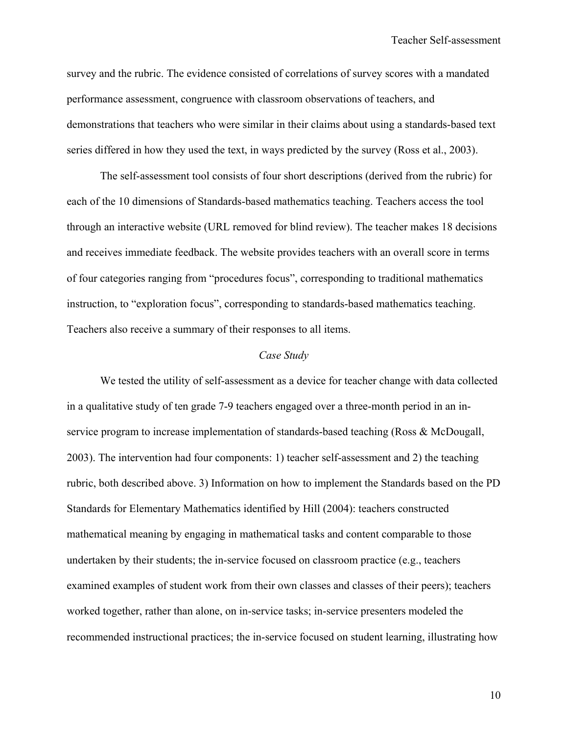survey and the rubric. The evidence consisted of correlations of survey scores with a mandated performance assessment, congruence with classroom observations of teachers, and demonstrations that teachers who were similar in their claims about using a standards-based text series differed in how they used the text, in ways predicted by the survey (Ross et al., 2003).

The self-assessment tool consists of four short descriptions (derived from the rubric) for each of the 10 dimensions of Standards-based mathematics teaching. Teachers access the tool through an interactive website (URL removed for blind review). The teacher makes 18 decisions and receives immediate feedback. The website provides teachers with an overall score in terms of four categories ranging from "procedures focus", corresponding to traditional mathematics instruction, to "exploration focus", corresponding to standards-based mathematics teaching. Teachers also receive a summary of their responses to all items.

*Case Study*

We tested the utility of self-assessment as a device for teacher change with data collected in a qualitative study of ten grade 7-9 teachers engaged over a three-month period in an in-service program to increase implementation of standards-based teaching (Ross & McDougall, 2003). The intervention had four components: 1) teacher self-assessment and 2) the teaching rubric, both described above. 3) Information on how to implement the Standards based on the PD Standards for Elementary Mathematics identified by Hill (2004): teachers constructed mathematical meaning by engaging in mathematical tasks and content comparable to those undertaken by their students; the in-service focused on classroom practice (e.g., teachers examined examples of student work from their own classes and classes of their peers); teachers worked together, rather than alone, on in-service tasks; in-service presenters modeled the recommended instructional practices; the in-service focused on student learning, illustrating how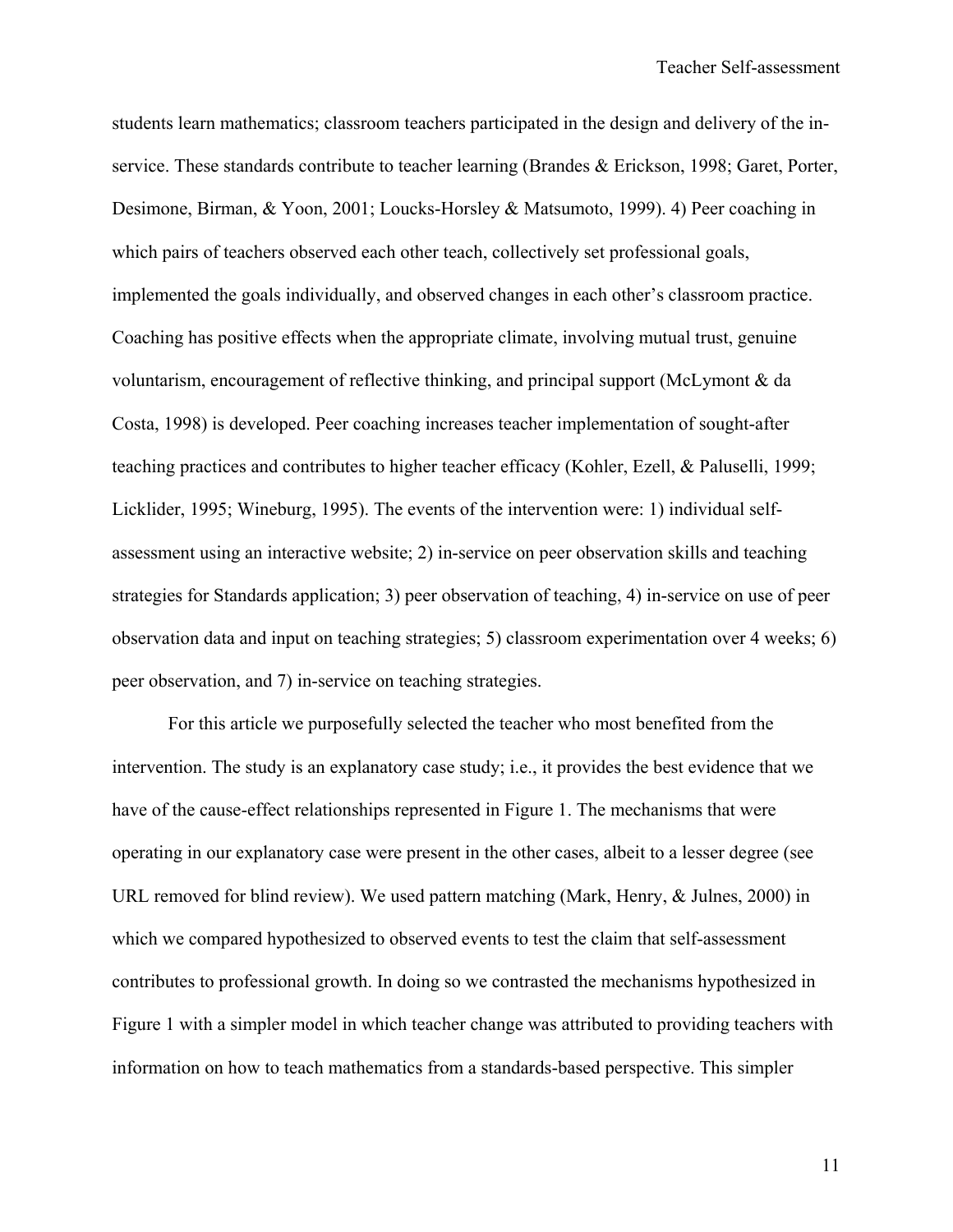students learn mathematics; classroom teachers participated in the design and delivery of the in-service. These standards contribute to teacher learning (Brandes & Erickson, 1998; Garet, Porter, Desimone, Birman, & Yoon, 2001; Loucks-Horsley & Matsumoto, 1999). 4) Peer coaching in which pairs of teachers observed each other teach, collectively set professional goals, implemented the goals individually, and observed changes in each other's classroom practice. Coaching has positive effects when the appropriate climate, involving mutual trust, genuine voluntarism, encouragement of reflective thinking, and principal support (McLymont & da Costa, 1998) is developed. Peer coaching increases teacher implementation of sought-after teaching practices and contributes to higher teacher efficacy (Kohler, Ezell, & Paluselli, 1999; Licklider, 1995; Wineburg, 1995). The events of the intervention were: 1) individual self-assessment using an interactive website; 2) in-service on peer observation skills and teaching strategies for Standards application; 3) peer observation of teaching, 4) in-service on use of peer observation data and input on teaching strategies; 5) classroom experimentation over 4 weeks; 6) peer observation, and 7) in-service on teaching strategies.

For this article we purposefully selected the teacher who most benefited from the intervention. The study is an explanatory case study; i.e., it provides the best evidence that we have of the cause-effect relationships represented in Figure 1. The mechanisms that were operating in our explanatory case were present in the other cases, albeit to a lesser degree (see URL removed for blind review). We used pattern matching (Mark, Henry, & Julnes, 2000) in which we compared hypothesized to observed events to test the claim that self-assessment contributes to professional growth. In doing so we contrasted the mechanisms hypothesized in Figure 1 with a simpler model in which teacher change was attributed to providing teachers with information on how to teach mathematics from a standards-based perspective. This simpler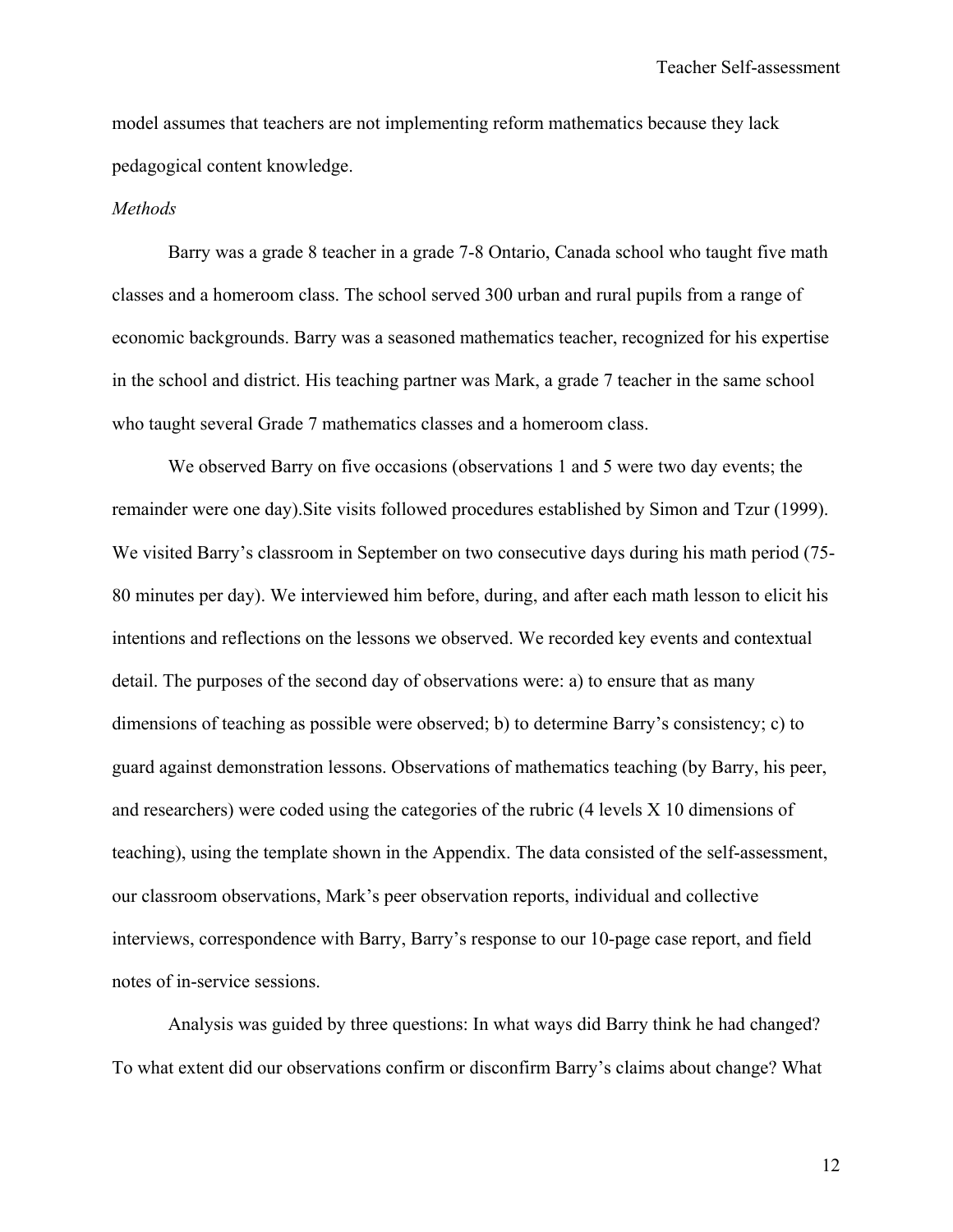model assumes that teachers are not implementing reform mathematics because they lack pedagogical content knowledge.

*Methods*

Barry was a grade 8 teacher in a grade 7-8 Ontario, Canada school who taught five math classes and a homeroom class. The school served 300 urban and rural pupils from a range of economic backgrounds. Barry was a seasoned mathematics teacher, recognized for his expertise in the school and district. His teaching partner was Mark, a grade 7 teacher in the same school who taught several Grade 7 mathematics classes and a homeroom class.

We observed Barry on five occasions (observations 1 and 5 were two day events; the remainder were one day).Site visits followed procedures established by Simon and Tzur (1999). We visited Barry's classroom in September on two consecutive days during his math period (75-80 minutes per day). We interviewed him before, during, and after each math lesson to elicit his intentions and reflections on the lessons we observed. We recorded key events and contextual detail. The purposes of the second day of observations were: a) to ensure that as many dimensions of teaching as possible were observed; b) to determine Barry's consistency; c) to guard against demonstration lessons. Observations of mathematics teaching (by Barry, his peer, and researchers) were coded using the categories of the rubric (4 levels X 10 dimensions of teaching), using the template shown in the Appendix. The data consisted of the self-assessment, our classroom observations, Mark's peer observation reports, individual and collective interviews, correspondence with Barry, Barry's response to our 10-page case report, and field notes of in-service sessions.

Analysis was guided by three questions: In what ways did Barry think he had changed? To what extent did our observations confirm or disconfirm Barry's claims about change? What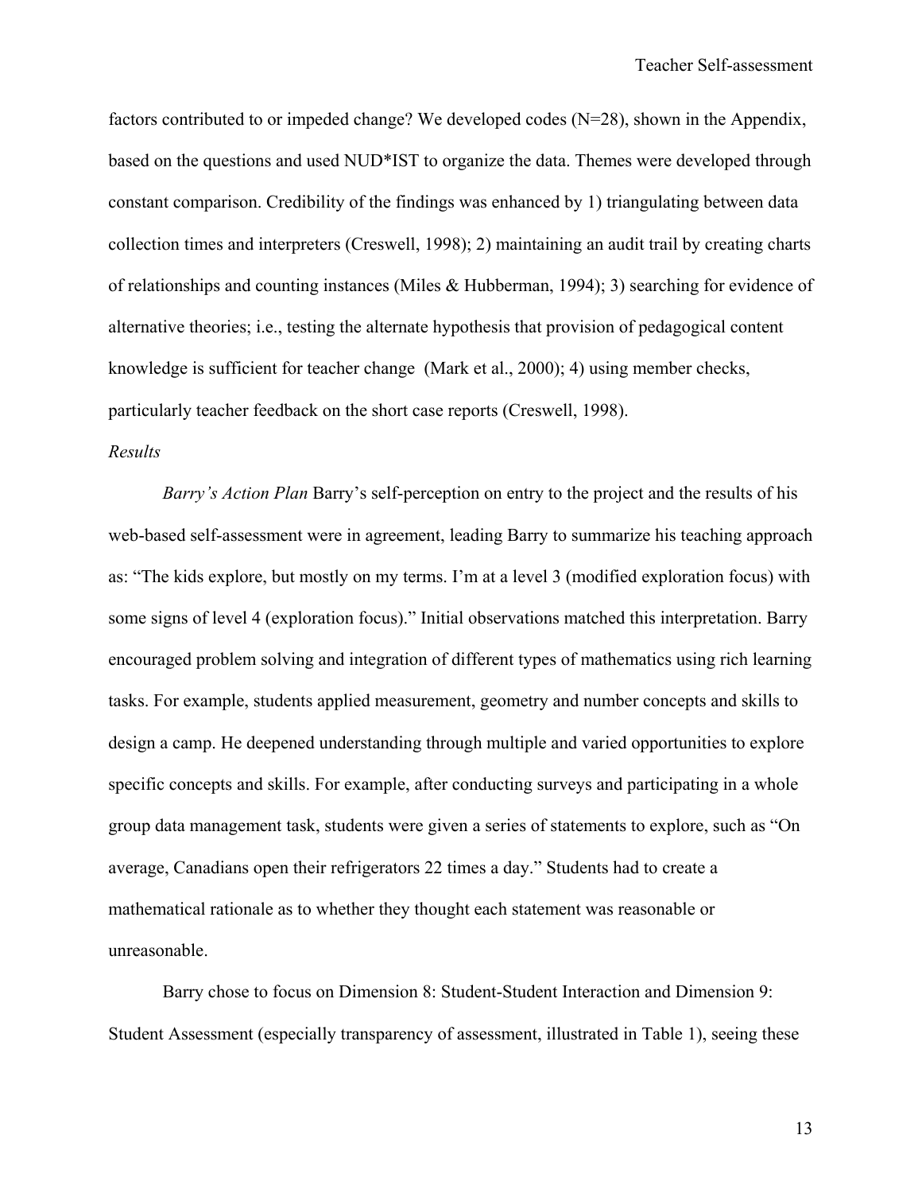factors contributed to or impeded change? We developed codes (N=28), shown in the Appendix, based on the questions and used NUD*IST to organize the data. Themes were developed through constant comparison. Credibility of the findings was enhanced by 1) triangulating between data collection times and interpreters (Creswell, 1998); 2) maintaining an audit trail by creating charts of relationships and counting instances (Miles & Hubberman, 1994); 3) searching for evidence of alternative theories; i.e., testing the alternate hypothesis that provision of pedagogical content knowledge is sufficient for teacher change (Mark et al., 2000); 4) using member checks, particularly teacher feedback on the short case reports (Creswell, 1998).

*Results*

*Barry's Action Plan* Barry's self-perception on entry to the project and the results of his web-based self-assessment were in agreement, leading Barry to summarize his teaching approach as: "The kids explore, but mostly on my terms. I'm at a level 3 (modified exploration focus) with some signs of level 4 (exploration focus)." Initial observations matched this interpretation. Barry encouraged problem solving and integration of different types of mathematics using rich learning tasks. For example, students applied measurement, geometry and number concepts and skills to design a camp. He deepened understanding through multiple and varied opportunities to explore specific concepts and skills. For example, after conducting surveys and participating in a whole group data management task, students were given a series of statements to explore, such as "On average, Canadians open their refrigerators 22 times a day." Students had to create a mathematical rationale as to whether they thought each statement was reasonable or unreasonable.

Barry chose to focus on Dimension 8: Student-Student Interaction and Dimension 9: Student Assessment (especially transparency of assessment, illustrated in Table 1), seeing these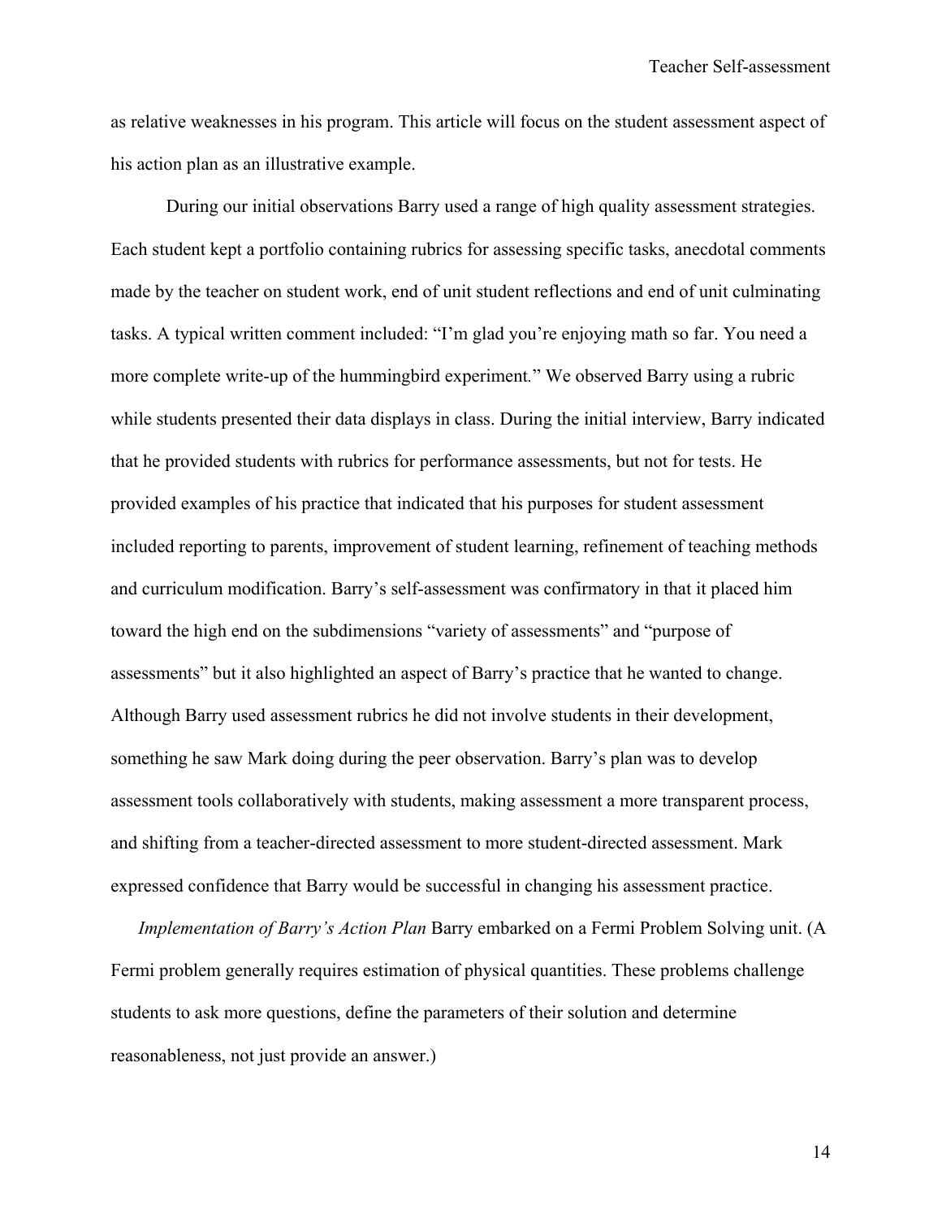as relative weaknesses in his program. This article will focus on the student assessment aspect of his action plan as an illustrative example.

During our initial observations Barry used a range of high quality assessment strategies. Each student kept a portfolio containing rubrics for assessing specific tasks, anecdotal comments made by the teacher on student work, end of unit student reflections and end of unit culminating tasks. A typical written comment included: "I'm glad you're enjoying math so far. You need a more complete write-up of the hummingbird experiment." We observed Barry using a rubric while students presented their data displays in class. During the initial interview, Barry indicated that he provided students with rubrics for performance assessments, but not for tests. He provided examples of his practice that indicated that his purposes for student assessment included reporting to parents, improvement of student learning, refinement of teaching methods and curriculum modification. Barry's self-assessment was confirmatory in that it placed him toward the high end on the subdimensions "variety of assessments" and "purpose of assessments" but it also highlighted an aspect of Barry's practice that he wanted to change. Although Barry used assessment rubrics he did not involve students in their development, something he saw Mark doing during the peer observation. Barry's plan was to develop assessment tools collaboratively with students, making assessment a more transparent process, and shifting from a teacher-directed assessment to more student-directed assessment. Mark expressed confidence that Barry would be successful in changing his assessment practice.

*Implementation of Barry's Action Plan* Barry embarked on a Fermi Problem Solving unit. (A Fermi problem generally requires estimation of physical quantities. These problems challenge students to ask more questions, define the parameters of their solution and determine reasonableness, not just provide an answer.)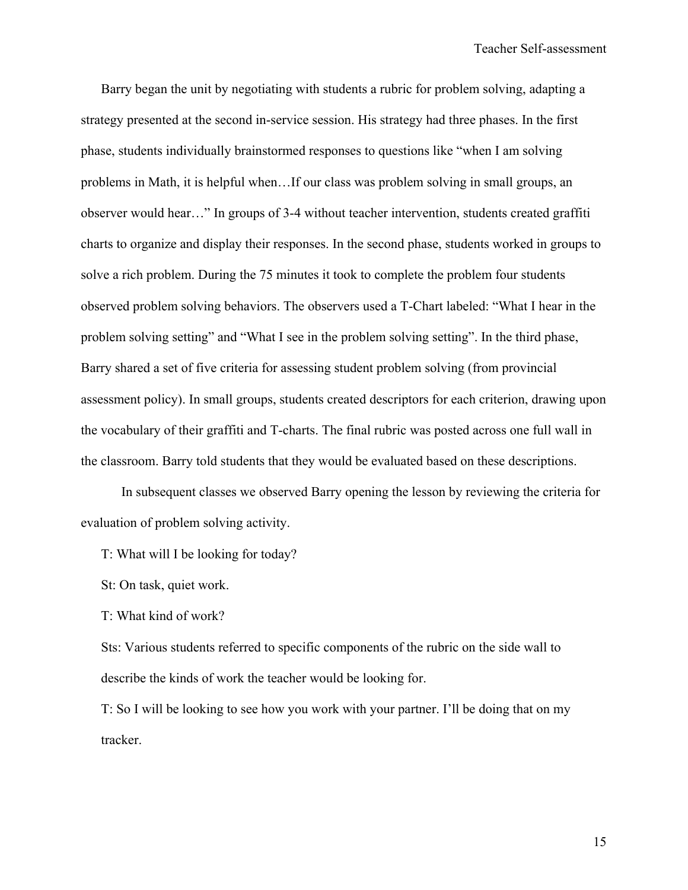Barry began the unit by negotiating with students a rubric for problem solving, adapting a strategy presented at the second in-service session. His strategy had three phases. In the first phase, students individually brainstormed responses to questions like "when I am solving problems in Math, it is helpful when…If our class was problem solving in small groups, an observer would hear…" In groups of 3-4 without teacher intervention, students created graffiti charts to organize and display their responses. In the second phase, students worked in groups to solve a rich problem. During the 75 minutes it took to complete the problem four students observed problem solving behaviors. The observers used a T-Chart labeled: "What I hear in the problem solving setting" and "What I see in the problem solving setting". In the third phase, Barry shared a set of five criteria for assessing student problem solving (from provincial assessment policy). In small groups, students created descriptors for each criterion, drawing upon the vocabulary of their graffiti and T-charts. The final rubric was posted across one full wall in the classroom. Barry told students that they would be evaluated based on these descriptions.

In subsequent classes we observed Barry opening the lesson by reviewing the criteria for evaluation of problem solving activity.

T: What will I be looking for today?

St: On task, quiet work.

T: What kind of work?

Sts: Various students referred to specific components of the rubric on the side wall to describe the kinds of work the teacher would be looking for.

T: So I will be looking to see how you work with your partner. I'll be doing that on my tracker.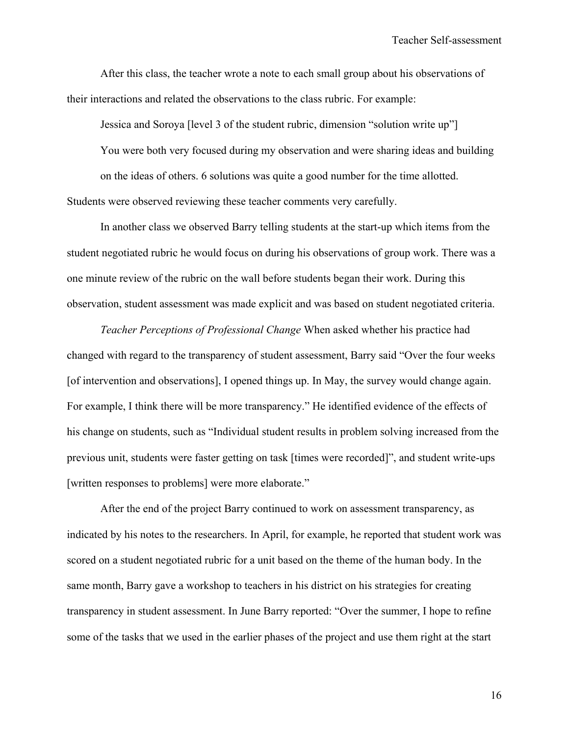After this class, the teacher wrote a note to each small group about his observations of their interactions and related the observations to the class rubric. For example:

> Jessica and Soroya [level 3 of the student rubric, dimension "solution write up"]
>
> You were both very focused during my observation and were sharing ideas and building on the ideas of others. 6 solutions was quite a good number for the time allotted.

Students were observed reviewing these teacher comments very carefully.

In another class we observed Barry telling students at the start-up which items from the student negotiated rubric he would focus on during his observations of group work. There was a one minute review of the rubric on the wall before students began their work. During this observation, student assessment was made explicit and was based on student negotiated criteria.

*Teacher Perceptions of Professional Change* When asked whether his practice had changed with regard to the transparency of student assessment, Barry said "Over the four weeks [of intervention and observations], I opened things up. In May, the survey would change again. For example, I think there will be more transparency." He identified evidence of the effects of his change on students, such as "Individual student results in problem solving increased from the previous unit, students were faster getting on task [times were recorded]", and student write-ups [written responses to problems] were more elaborate."

After the end of the project Barry continued to work on assessment transparency, as indicated by his notes to the researchers. In April, for example, he reported that student work was scored on a student negotiated rubric for a unit based on the theme of the human body. In the same month, Barry gave a workshop to teachers in his district on his strategies for creating transparency in student assessment. In June Barry reported: "Over the summer, I hope to refine some of the tasks that we used in the earlier phases of the project and use them right at the start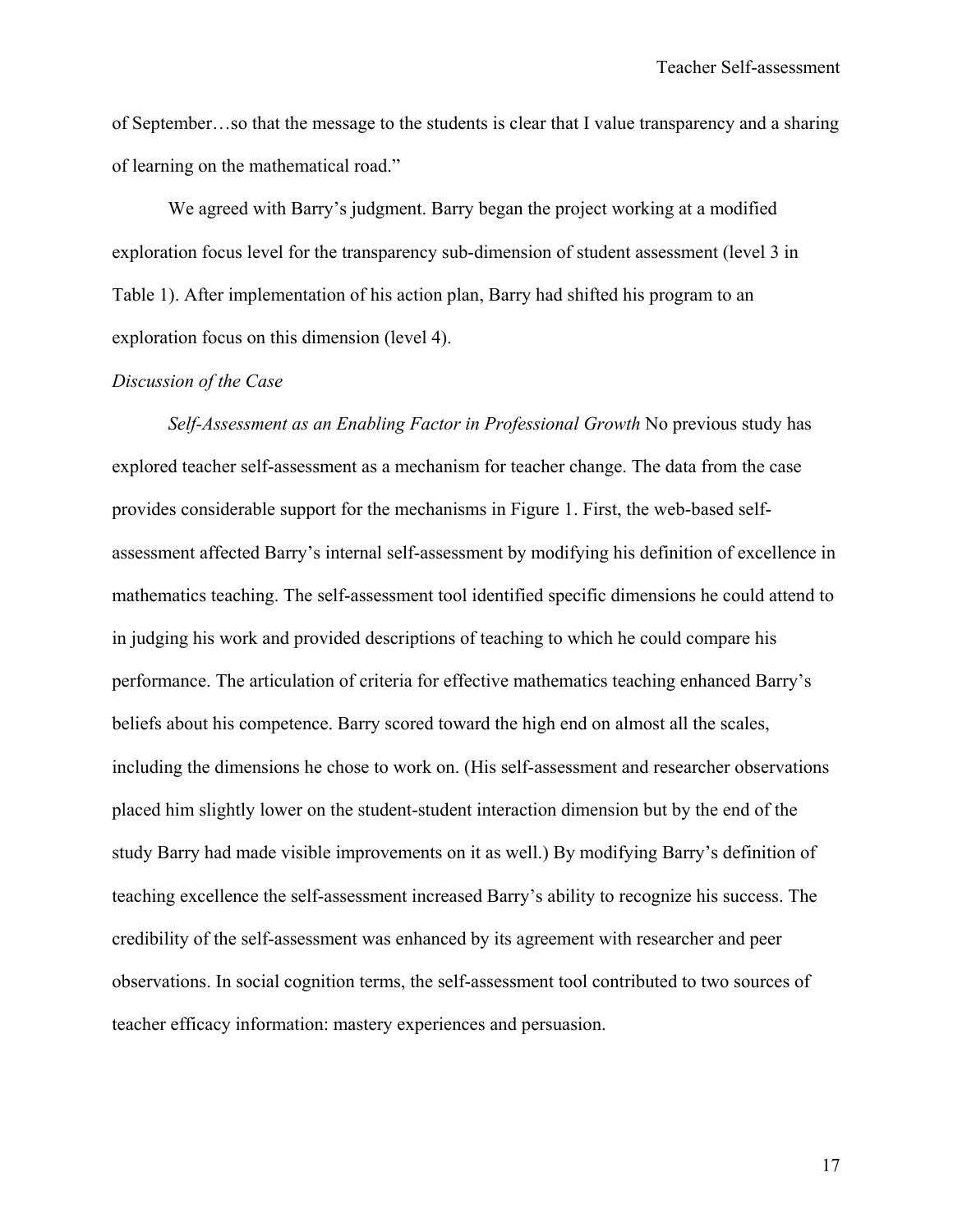of September…so that the message to the students is clear that I value transparency and a sharing of learning on the mathematical road."

We agreed with Barry's judgment. Barry began the project working at a modified exploration focus level for the transparency sub-dimension of student assessment (level 3 in Table 1). After implementation of his action plan, Barry had shifted his program to an exploration focus on this dimension (level 4).

*Discussion of the Case*

*Self-Assessment as an Enabling Factor in Professional Growth* No previous study has explored teacher self-assessment as a mechanism for teacher change. The data from the case provides considerable support for the mechanisms in Figure 1. First, the web-based self-assessment affected Barry's internal self-assessment by modifying his definition of excellence in mathematics teaching. The self-assessment tool identified specific dimensions he could attend to in judging his work and provided descriptions of teaching to which he could compare his performance. The articulation of criteria for effective mathematics teaching enhanced Barry's beliefs about his competence. Barry scored toward the high end on almost all the scales, including the dimensions he chose to work on. (His self-assessment and researcher observations placed him slightly lower on the student-student interaction dimension but by the end of the study Barry had made visible improvements on it as well.) By modifying Barry's definition of teaching excellence the self-assessment increased Barry's ability to recognize his success. The credibility of the self-assessment was enhanced by its agreement with researcher and peer observations. In social cognition terms, the self-assessment tool contributed to two sources of teacher efficacy information: mastery experiences and persuasion.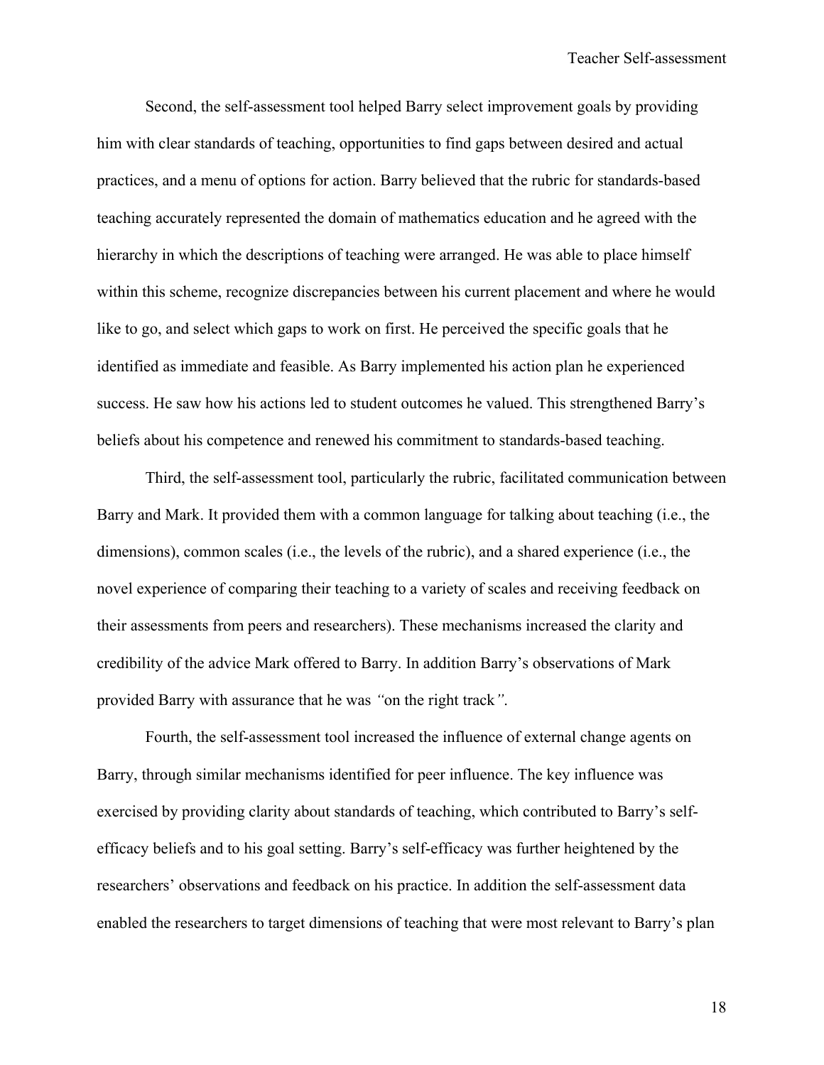Second, the self-assessment tool helped Barry select improvement goals by providing him with clear standards of teaching, opportunities to find gaps between desired and actual practices, and a menu of options for action. Barry believed that the rubric for standards-based teaching accurately represented the domain of mathematics education and he agreed with the hierarchy in which the descriptions of teaching were arranged. He was able to place himself within this scheme, recognize discrepancies between his current placement and where he would like to go, and select which gaps to work on first. He perceived the specific goals that he identified as immediate and feasible. As Barry implemented his action plan he experienced success. He saw how his actions led to student outcomes he valued. This strengthened Barry's beliefs about his competence and renewed his commitment to standards-based teaching.

Third, the self-assessment tool, particularly the rubric, facilitated communication between Barry and Mark. It provided them with a common language for talking about teaching (i.e., the dimensions), common scales (i.e., the levels of the rubric), and a shared experience (i.e., the novel experience of comparing their teaching to a variety of scales and receiving feedback on their assessments from peers and researchers). These mechanisms increased the clarity and credibility of the advice Mark offered to Barry. In addition Barry's observations of Mark provided Barry with assurance that he was *"*on the right track*"*.

Fourth, the self-assessment tool increased the influence of external change agents on Barry, through similar mechanisms identified for peer influence. The key influence was exercised by providing clarity about standards of teaching, which contributed to Barry's self-efficacy beliefs and to his goal setting. Barry's self-efficacy was further heightened by the researchers' observations and feedback on his practice. In addition the self-assessment data enabled the researchers to target dimensions of teaching that were most relevant to Barry's plan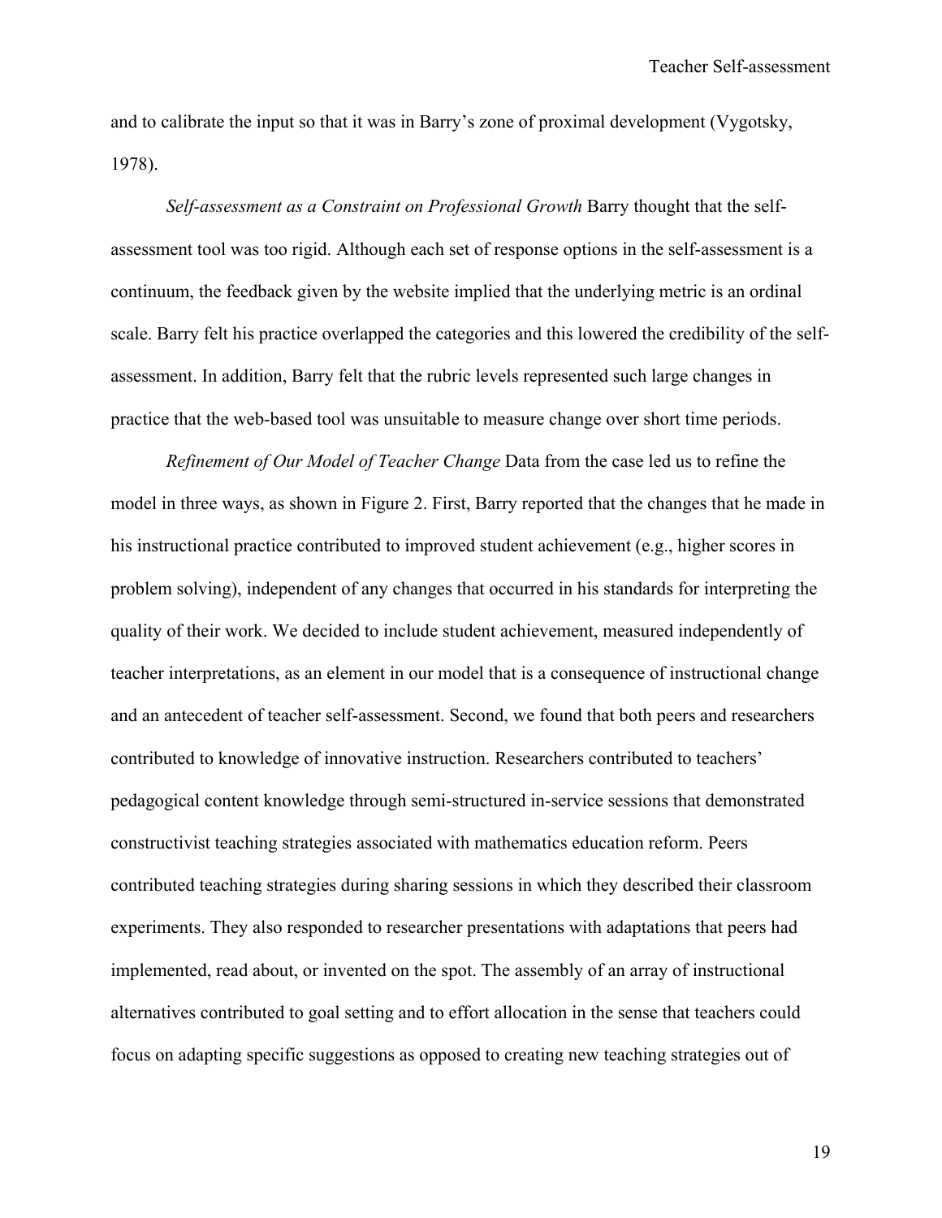and to calibrate the input so that it was in Barry's zone of proximal development (Vygotsky, 1978).

*Self-assessment as a Constraint on Professional Growth* Barry thought that the self-assessment tool was too rigid. Although each set of response options in the self-assessment is a continuum, the feedback given by the website implied that the underlying metric is an ordinal scale. Barry felt his practice overlapped the categories and this lowered the credibility of the self-assessment. In addition, Barry felt that the rubric levels represented such large changes in practice that the web-based tool was unsuitable to measure change over short time periods.

*Refinement of Our Model of Teacher Change* Data from the case led us to refine the model in three ways, as shown in Figure 2. First, Barry reported that the changes that he made in his instructional practice contributed to improved student achievement (e.g., higher scores in problem solving), independent of any changes that occurred in his standards for interpreting the quality of their work. We decided to include student achievement, measured independently of teacher interpretations, as an element in our model that is a consequence of instructional change and an antecedent of teacher self-assessment. Second, we found that both peers and researchers contributed to knowledge of innovative instruction. Researchers contributed to teachers' pedagogical content knowledge through semi-structured in-service sessions that demonstrated constructivist teaching strategies associated with mathematics education reform. Peers contributed teaching strategies during sharing sessions in which they described their classroom experiments. They also responded to researcher presentations with adaptations that peers had implemented, read about, or invented on the spot. The assembly of an array of instructional alternatives contributed to goal setting and to effort allocation in the sense that teachers could focus on adapting specific suggestions as opposed to creating new teaching strategies out of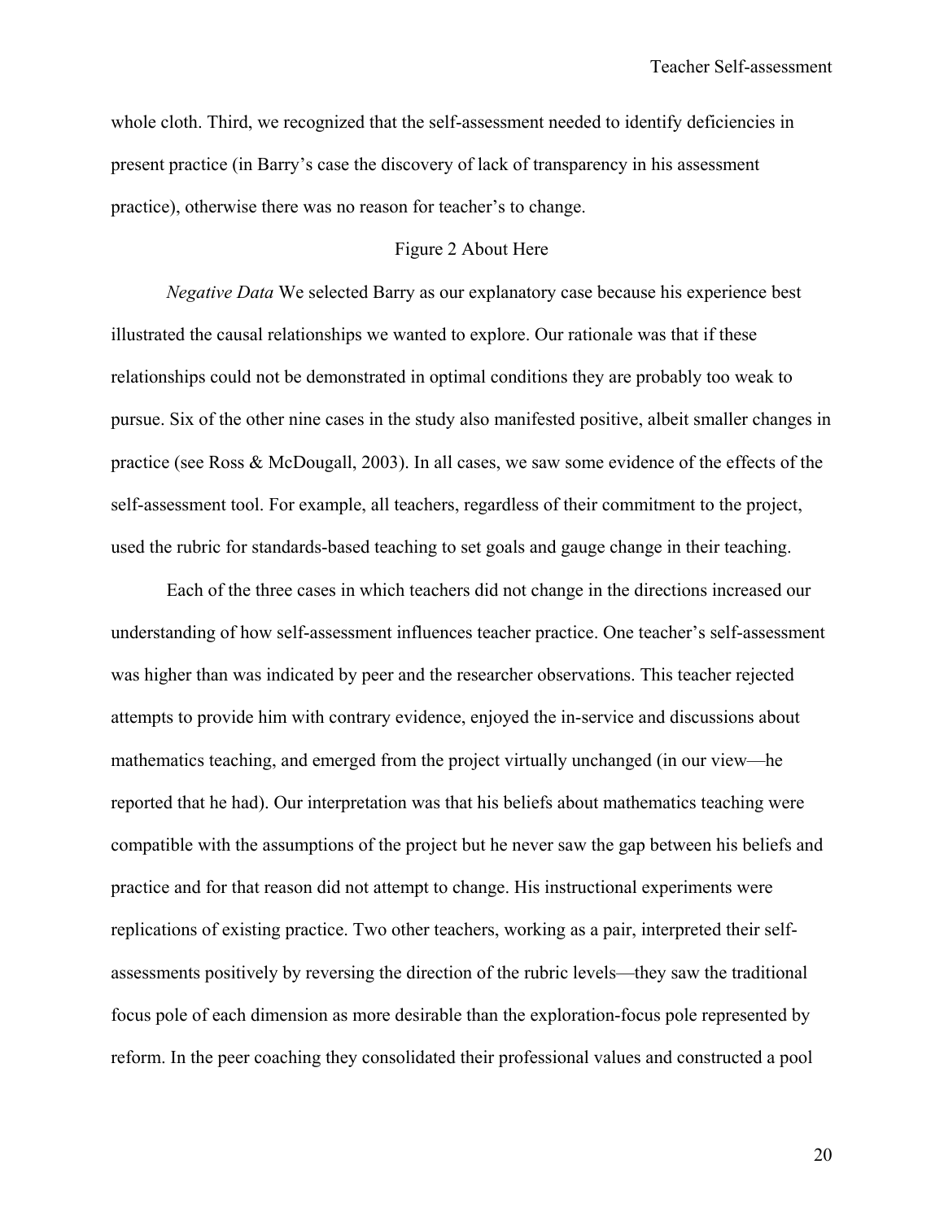whole cloth. Third, we recognized that the self-assessment needed to identify deficiencies in present practice (in Barry's case the discovery of lack of transparency in his assessment practice), otherwise there was no reason for teacher's to change.

Figure 2 About Here

*Negative Data* We selected Barry as our explanatory case because his experience best illustrated the causal relationships we wanted to explore. Our rationale was that if these relationships could not be demonstrated in optimal conditions they are probably too weak to pursue. Six of the other nine cases in the study also manifested positive, albeit smaller changes in practice (see Ross & McDougall, 2003). In all cases, we saw some evidence of the effects of the self-assessment tool. For example, all teachers, regardless of their commitment to the project, used the rubric for standards-based teaching to set goals and gauge change in their teaching.

Each of the three cases in which teachers did not change in the directions increased our understanding of how self-assessment influences teacher practice. One teacher's self-assessment was higher than was indicated by peer and the researcher observations. This teacher rejected attempts to provide him with contrary evidence, enjoyed the in-service and discussions about mathematics teaching, and emerged from the project virtually unchanged (in our view—he reported that he had). Our interpretation was that his beliefs about mathematics teaching were compatible with the assumptions of the project but he never saw the gap between his beliefs and practice and for that reason did not attempt to change. His instructional experiments were replications of existing practice. Two other teachers, working as a pair, interpreted their self-assessments positively by reversing the direction of the rubric levels—they saw the traditional focus pole of each dimension as more desirable than the exploration-focus pole represented by reform. In the peer coaching they consolidated their professional values and constructed a pool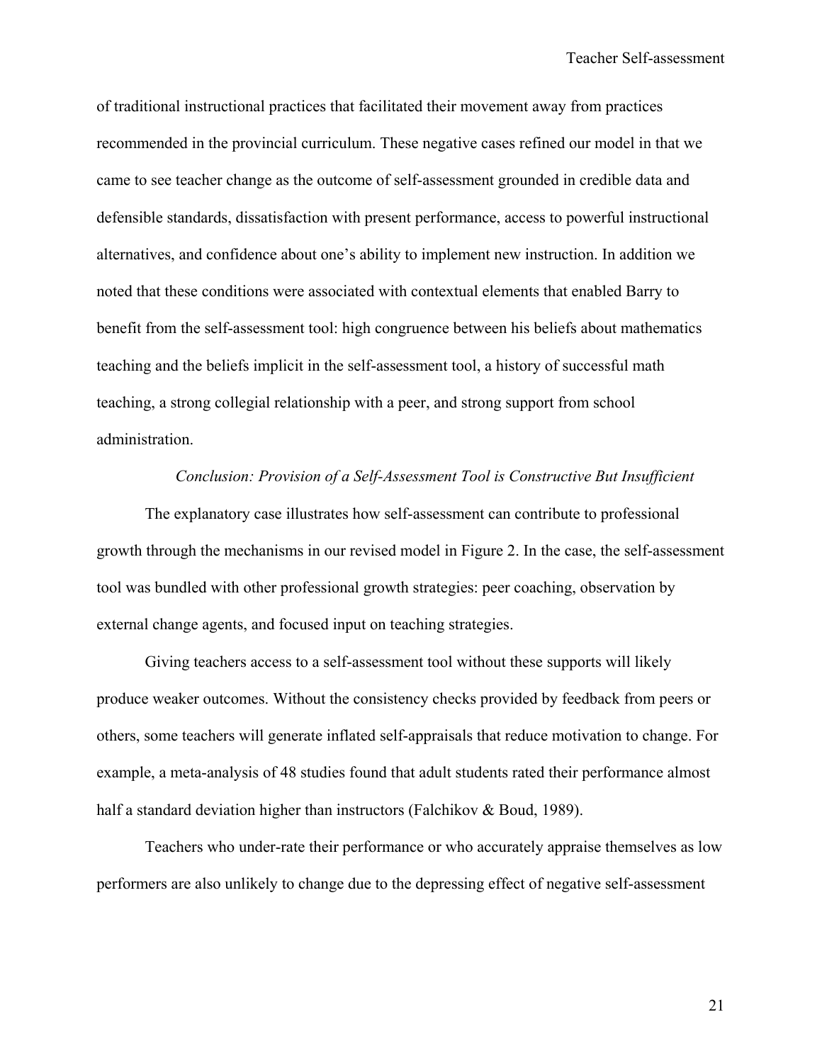of traditional instructional practices that facilitated their movement away from practices recommended in the provincial curriculum. These negative cases refined our model in that we came to see teacher change as the outcome of self-assessment grounded in credible data and defensible standards, dissatisfaction with present performance, access to powerful instructional alternatives, and confidence about one's ability to implement new instruction. In addition we noted that these conditions were associated with contextual elements that enabled Barry to benefit from the self-assessment tool: high congruence between his beliefs about mathematics teaching and the beliefs implicit in the self-assessment tool, a history of successful math teaching, a strong collegial relationship with a peer, and strong support from school administration.

## *Conclusion: Provision of a Self-Assessment Tool is Constructive But Insufficient*

The explanatory case illustrates how self-assessment can contribute to professional growth through the mechanisms in our revised model in Figure 2. In the case, the self-assessment tool was bundled with other professional growth strategies: peer coaching, observation by external change agents, and focused input on teaching strategies.

Giving teachers access to a self-assessment tool without these supports will likely produce weaker outcomes. Without the consistency checks provided by feedback from peers or others, some teachers will generate inflated self-appraisals that reduce motivation to change. For example, a meta-analysis of 48 studies found that adult students rated their performance almost half a standard deviation higher than instructors (Falchikov & Boud, 1989).

Teachers who under-rate their performance or who accurately appraise themselves as low performers are also unlikely to change due to the depressing effect of negative self-assessment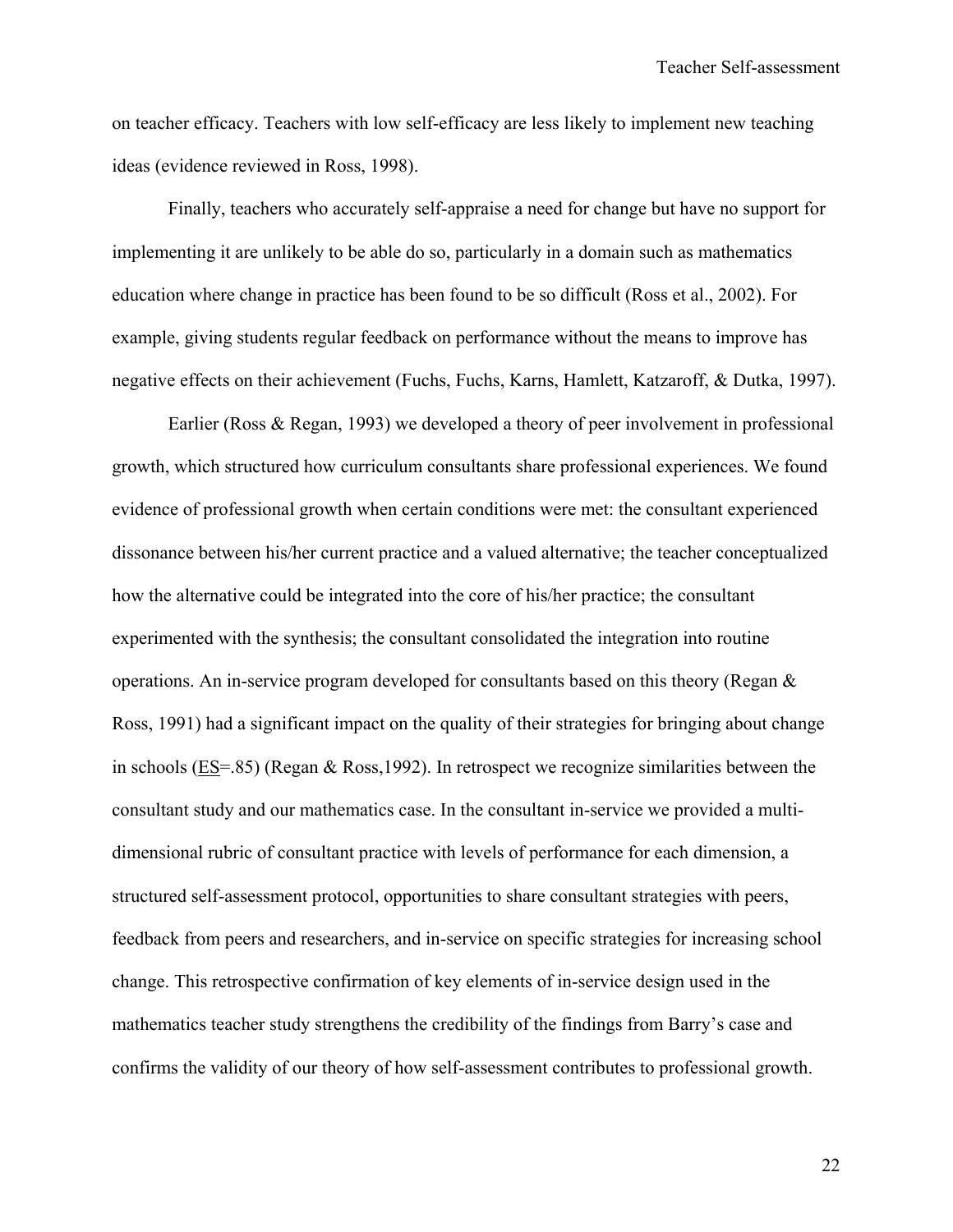on teacher efficacy. Teachers with low self-efficacy are less likely to implement new teaching ideas (evidence reviewed in Ross, 1998).

Finally, teachers who accurately self-appraise a need for change but have no support for implementing it are unlikely to be able do so, particularly in a domain such as mathematics education where change in practice has been found to be so difficult (Ross et al., 2002). For example, giving students regular feedback on performance without the means to improve has negative effects on their achievement (Fuchs, Fuchs, Karns, Hamlett, Katzaroff, & Dutka, 1997).

Earlier (Ross & Regan, 1993) we developed a theory of peer involvement in professional growth, which structured how curriculum consultants share professional experiences. We found evidence of professional growth when certain conditions were met: the consultant experienced dissonance between his/her current practice and a valued alternative; the teacher conceptualized how the alternative could be integrated into the core of his/her practice; the consultant experimented with the synthesis; the consultant consolidated the integration into routine operations. An in-service program developed for consultants based on this theory (Regan & Ross, 1991) had a significant impact on the quality of their strategies for bringing about change in schools (ES=.85) (Regan & Ross,1992). In retrospect we recognize similarities between the consultant study and our mathematics case. In the consultant in-service we provided a multi-dimensional rubric of consultant practice with levels of performance for each dimension, a structured self-assessment protocol, opportunities to share consultant strategies with peers, feedback from peers and researchers, and in-service on specific strategies for increasing school change. This retrospective confirmation of key elements of in-service design used in the mathematics teacher study strengthens the credibility of the findings from Barry's case and confirms the validity of our theory of how self-assessment contributes to professional growth.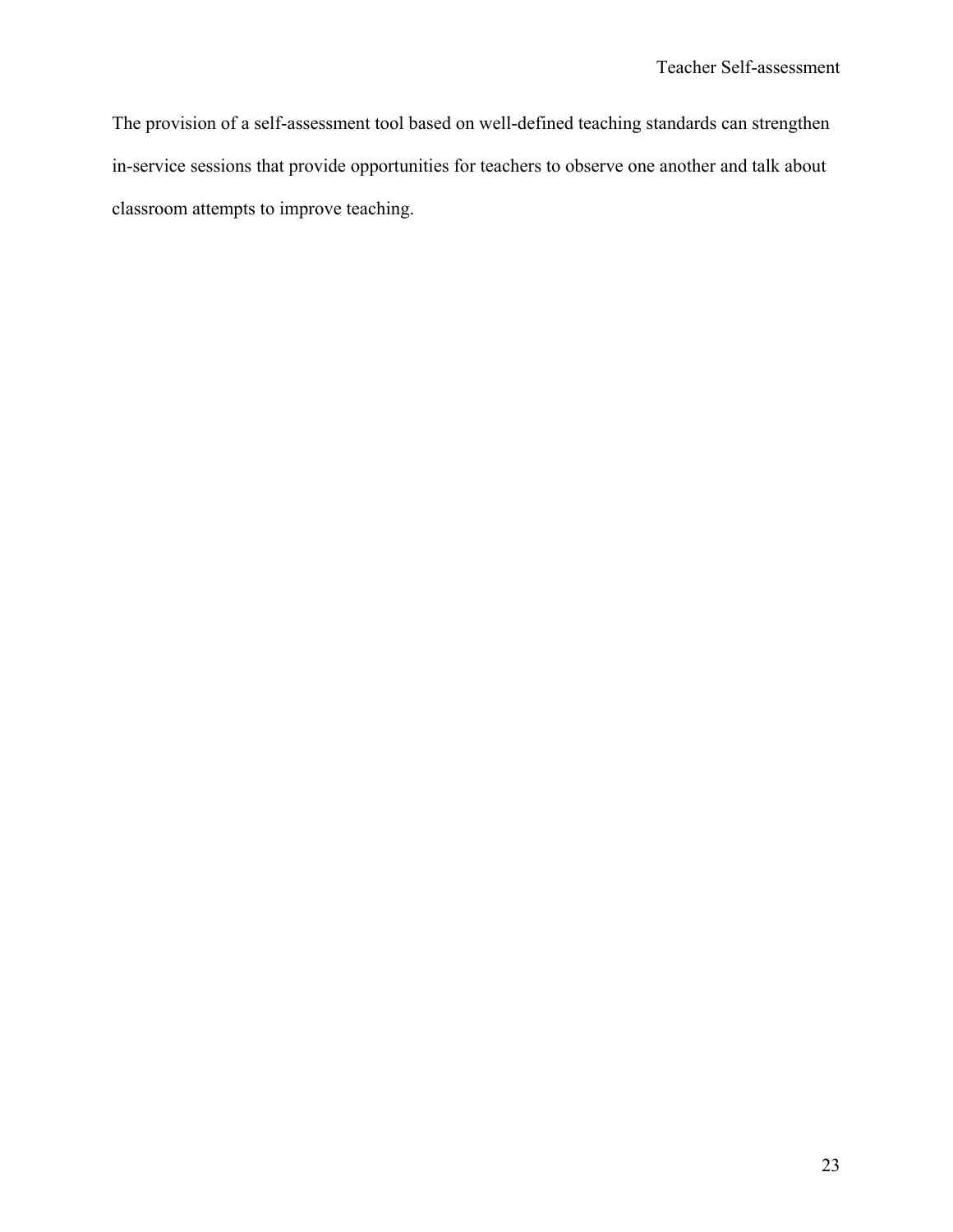The provision of a self-assessment tool based on well-defined teaching standards can strengthen in-service sessions that provide opportunities for teachers to observe one another and talk about classroom attempts to improve teaching.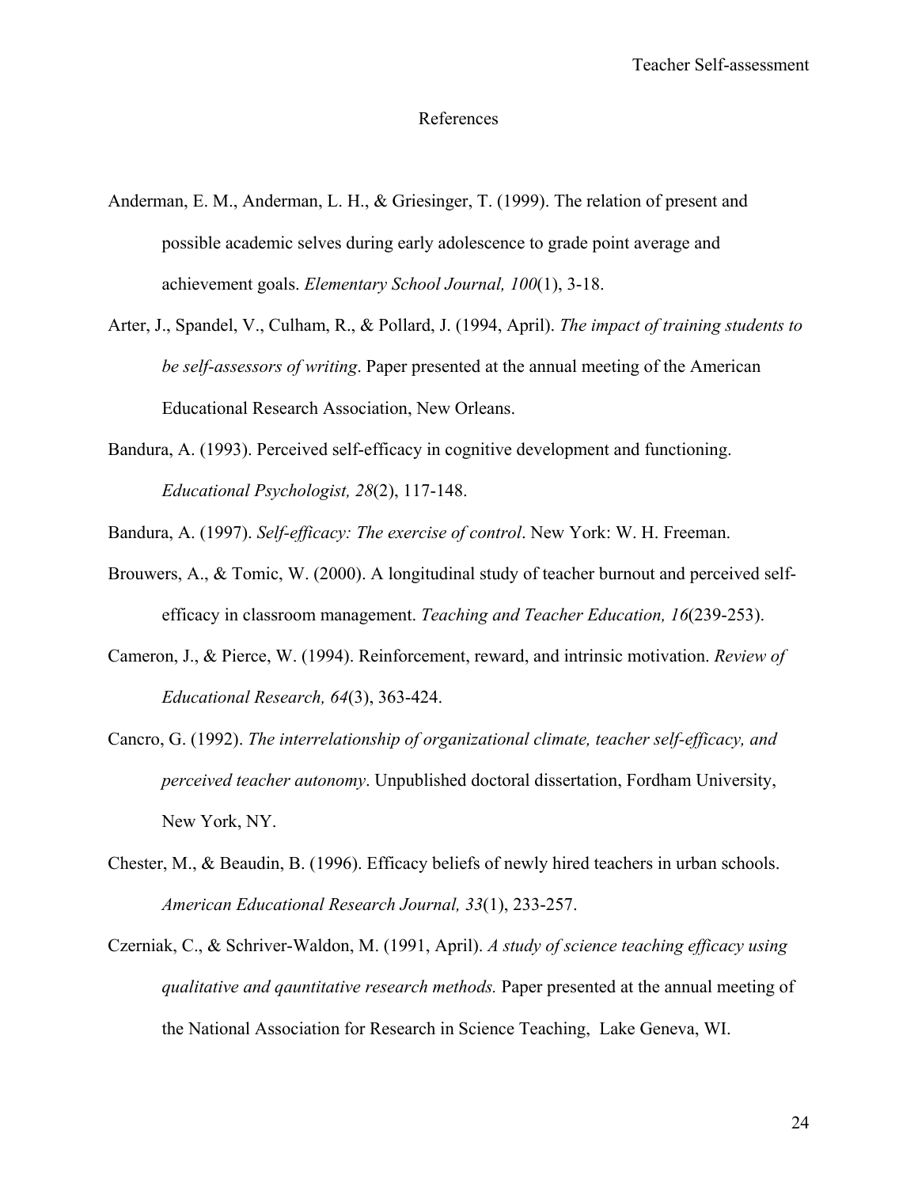## References

Anderman, E. M., Anderman, L. H., & Griesinger, T. (1999). The relation of present and possible academic selves during early adolescence to grade point average and achievement goals. *Elementary School Journal, 100*(1), 3-18.

Arter, J., Spandel, V., Culham, R., & Pollard, J. (1994, April). *The impact of training students to be self-assessors of writing*. Paper presented at the annual meeting of the American Educational Research Association, New Orleans.

Bandura, A. (1993). Perceived self-efficacy in cognitive development and functioning. *Educational Psychologist, 28*(2), 117-148.

Bandura, A. (1997). *Self-efficacy: The exercise of control*. New York: W. H. Freeman.

Brouwers, A., & Tomic, W. (2000). A longitudinal study of teacher burnout and perceived self-efficacy in classroom management. *Teaching and Teacher Education, 16*(239-253).

Cameron, J., & Pierce, W. (1994). Reinforcement, reward, and intrinsic motivation. *Review of Educational Research, 64*(3), 363-424.

Cancro, G. (1992). *The interrelationship of organizational climate, teacher self-efficacy, and perceived teacher autonomy*. Unpublished doctoral dissertation, Fordham University, New York, NY.

Chester, M., & Beaudin, B. (1996). Efficacy beliefs of newly hired teachers in urban schools. *American Educational Research Journal, 33*(1), 233-257.

Czerniak, C., & Schriver-Waldon, M. (1991, April). *A study of science teaching efficacy using qualitative and qauntitative research methods.* Paper presented at the annual meeting of the National Association for Research in Science Teaching, Lake Geneva, WI.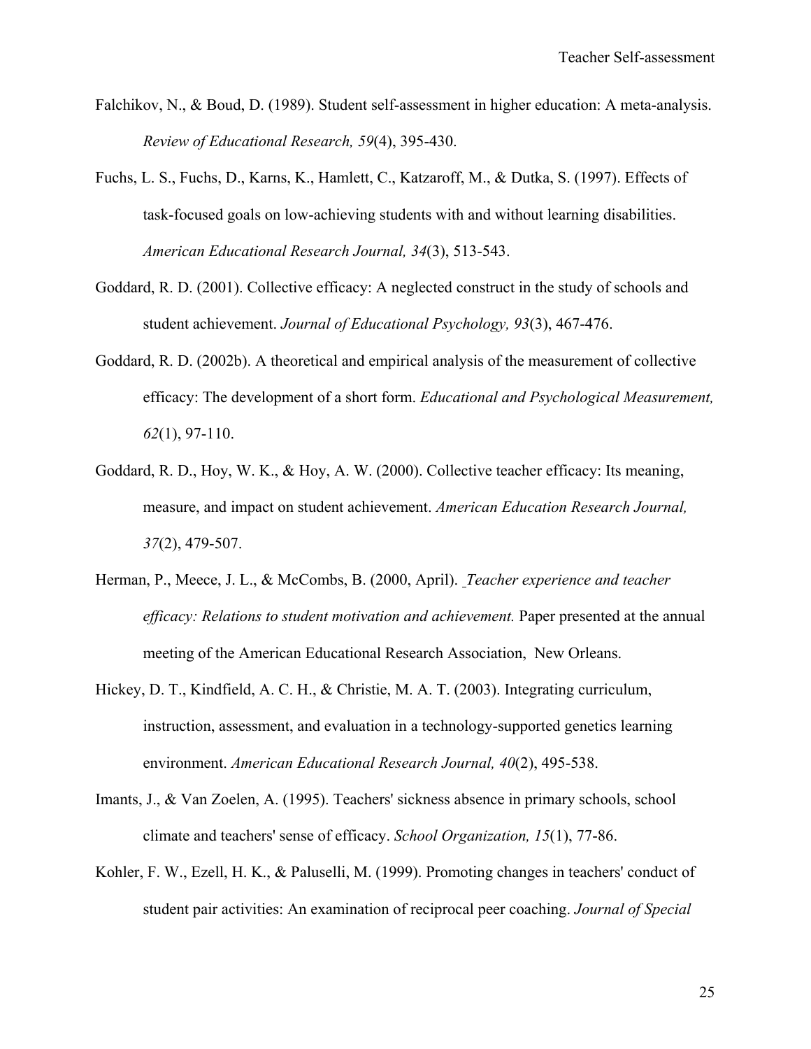Falchikov, N., & Boud, D. (1989). Student self-assessment in higher education: A meta-analysis. *Review of Educational Research, 59*(4), 395-430.

Fuchs, L. S., Fuchs, D., Karns, K., Hamlett, C., Katzaroff, M., & Dutka, S. (1997). Effects of task-focused goals on low-achieving students with and without learning disabilities. *American Educational Research Journal, 34*(3), 513-543.

Goddard, R. D. (2001). Collective efficacy: A neglected construct in the study of schools and student achievement. *Journal of Educational Psychology, 93*(3), 467-476.

Goddard, R. D. (2002b). A theoretical and empirical analysis of the measurement of collective efficacy: The development of a short form. *Educational and Psychological Measurement, 62*(1), 97-110.

Goddard, R. D., Hoy, W. K., & Hoy, A. W. (2000). Collective teacher efficacy: Its meaning, measure, and impact on student achievement. *American Education Research Journal, 37*(2), 479-507.

Herman, P., Meece, J. L., & McCombs, B. (2000, April). *Teacher experience and teacher efficacy: Relations to student motivation and achievement.* Paper presented at the annual meeting of the American Educational Research Association, New Orleans.

Hickey, D. T., Kindfield, A. C. H., & Christie, M. A. T. (2003). Integrating curriculum, instruction, assessment, and evaluation in a technology-supported genetics learning environment. *American Educational Research Journal, 40*(2), 495-538.

Imants, J., & Van Zoelen, A. (1995). Teachers' sickness absence in primary schools, school climate and teachers' sense of efficacy. *School Organization, 15*(1), 77-86.

Kohler, F. W., Ezell, H. K., & Paluselli, M. (1999). Promoting changes in teachers' conduct of student pair activities: An examination of reciprocal peer coaching. *Journal of Special*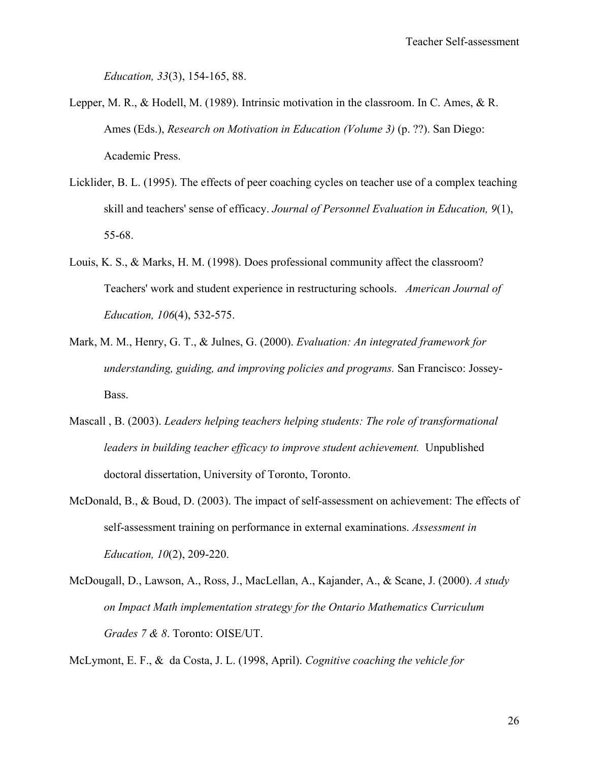*Education, 33*(3), 154-165, 88.

Lepper, M. R., & Hodell, M. (1989). Intrinsic motivation in the classroom. In C. Ames, & R. Ames (Eds.), *Research on Motivation in Education (Volume 3)* (p. ??). San Diego: Academic Press.

Licklider, B. L. (1995). The effects of peer coaching cycles on teacher use of a complex teaching skill and teachers' sense of efficacy. *Journal of Personnel Evaluation in Education, 9*(1), 55-68.

Louis, K. S., & Marks, H. M. (1998). Does professional community affect the classroom? Teachers' work and student experience in restructuring schools. *American Journal of Education, 106*(4), 532-575.

Mark, M. M., Henry, G. T., & Julnes, G. (2000). *Evaluation: An integrated framework for understanding, guiding, and improving policies and programs.* San Francisco: Jossey-Bass.

Mascall , B. (2003). *Leaders helping teachers helping students: The role of transformational leaders in building teacher efficacy to improve student achievement.* Unpublished doctoral dissertation, University of Toronto, Toronto.

McDonald, B., & Boud, D. (2003). The impact of self-assessment on achievement: The effects of self-assessment training on performance in external examinations. *Assessment in Education, 10*(2), 209-220.

McDougall, D., Lawson, A., Ross, J., MacLellan, A., Kajander, A., & Scane, J. (2000). *A study on Impact Math implementation strategy for the Ontario Mathematics Curriculum Grades 7 & 8*. Toronto: OISE/UT.

McLymont, E. F., & da Costa, J. L. (1998, April). *Cognitive coaching the vehicle for*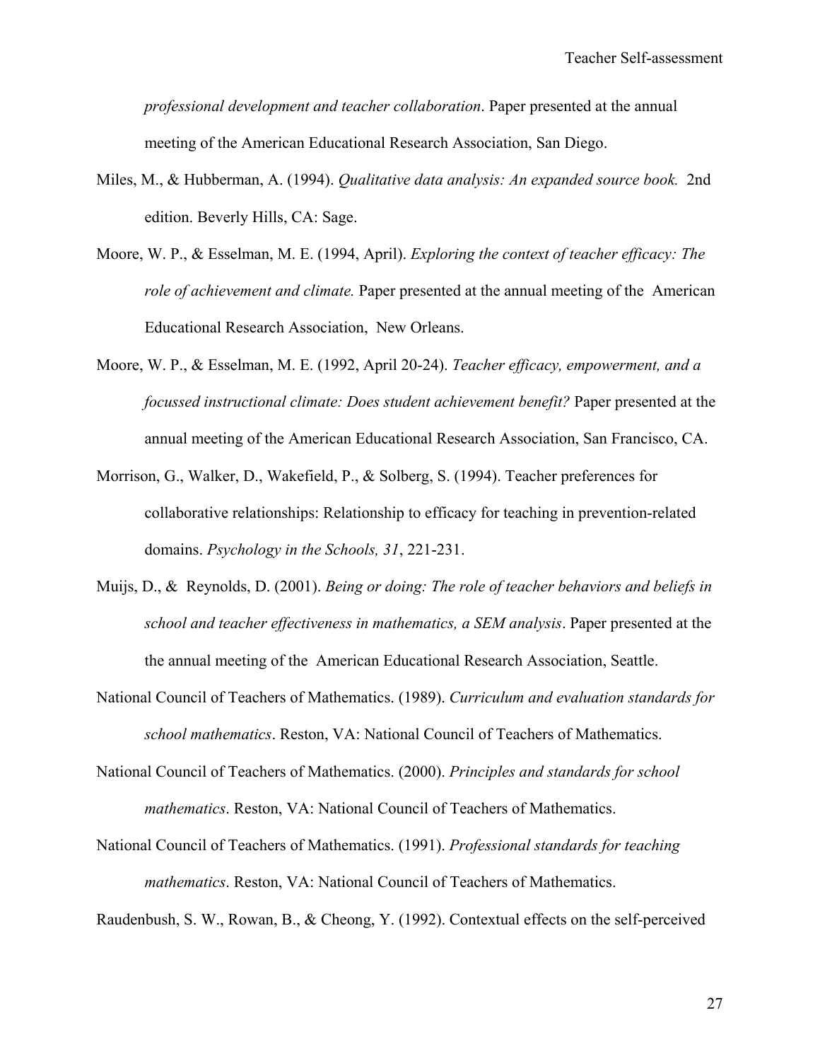*professional development and teacher collaboration*. Paper presented at the annual meeting of the American Educational Research Association, San Diego.

Miles, M., & Hubberman, A. (1994). *Qualitative data analysis: An expanded source book.* 2nd edition. Beverly Hills, CA: Sage.

Moore, W. P., & Esselman, M. E. (1994, April). *Exploring the context of teacher efficacy: The role of achievement and climate.* Paper presented at the annual meeting of the American Educational Research Association, New Orleans.

Moore, W. P., & Esselman, M. E. (1992, April 20-24). *Teacher efficacy, empowerment, and a focussed instructional climate: Does student achievement benefit?* Paper presented at the annual meeting of the American Educational Research Association, San Francisco, CA.

Morrison, G., Walker, D., Wakefield, P., & Solberg, S. (1994). Teacher preferences for collaborative relationships: Relationship to efficacy for teaching in prevention-related domains. *Psychology in the Schools, 31*, 221-231.

Muijs, D., & Reynolds, D. (2001). *Being or doing: The role of teacher behaviors and beliefs in school and teacher effectiveness in mathematics, a SEM analysis*. Paper presented at the the annual meeting of the American Educational Research Association, Seattle.

National Council of Teachers of Mathematics. (1989). *Curriculum and evaluation standards for school mathematics*. Reston, VA: National Council of Teachers of Mathematics.

National Council of Teachers of Mathematics. (2000). *Principles and standards for school mathematics*. Reston, VA: National Council of Teachers of Mathematics.

National Council of Teachers of Mathematics. (1991). *Professional standards for teaching mathematics*. Reston, VA: National Council of Teachers of Mathematics.

Raudenbush, S. W., Rowan, B., & Cheong, Y. (1992). Contextual effects on the self-perceived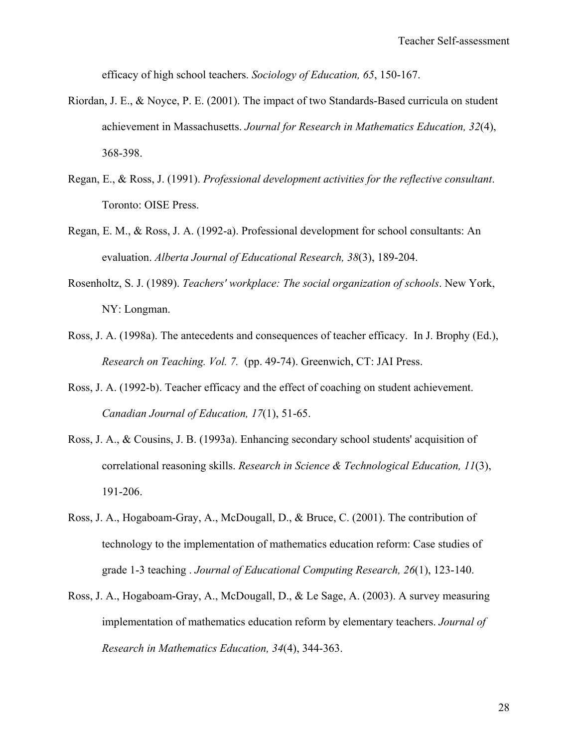efficacy of high school teachers. *Sociology of Education, 65*, 150-167.

Riordan, J. E., & Noyce, P. E. (2001). The impact of two Standards-Based curricula on student achievement in Massachusetts. *Journal for Research in Mathematics Education, 32*(4), 368-398.

Regan, E., & Ross, J. (1991). *Professional development activities for the reflective consultant*. Toronto: OISE Press.

Regan, E. M., & Ross, J. A. (1992-a). Professional development for school consultants: An evaluation. *Alberta Journal of Educational Research, 38*(3), 189-204.

Rosenholtz, S. J. (1989). *Teachers' workplace: The social organization of schools*. New York, NY: Longman.

Ross, J. A. (1998a). The antecedents and consequences of teacher efficacy. In J. Brophy (Ed.), *Research on Teaching. Vol. 7.* (pp. 49-74). Greenwich, CT: JAI Press.

Ross, J. A. (1992-b). Teacher efficacy and the effect of coaching on student achievement. *Canadian Journal of Education, 17*(1), 51-65.

Ross, J. A., & Cousins, J. B. (1993a). Enhancing secondary school students' acquisition of correlational reasoning skills. *Research in Science & Technological Education, 11*(3), 191-206.

Ross, J. A., Hogaboam-Gray, A., McDougall, D., & Bruce, C. (2001). The contribution of technology to the implementation of mathematics education reform: Case studies of grade 1-3 teaching . *Journal of Educational Computing Research, 26*(1), 123-140.

Ross, J. A., Hogaboam-Gray, A., McDougall, D., & Le Sage, A. (2003). A survey measuring implementation of mathematics education reform by elementary teachers. *Journal of Research in Mathematics Education, 34*(4), 344-363.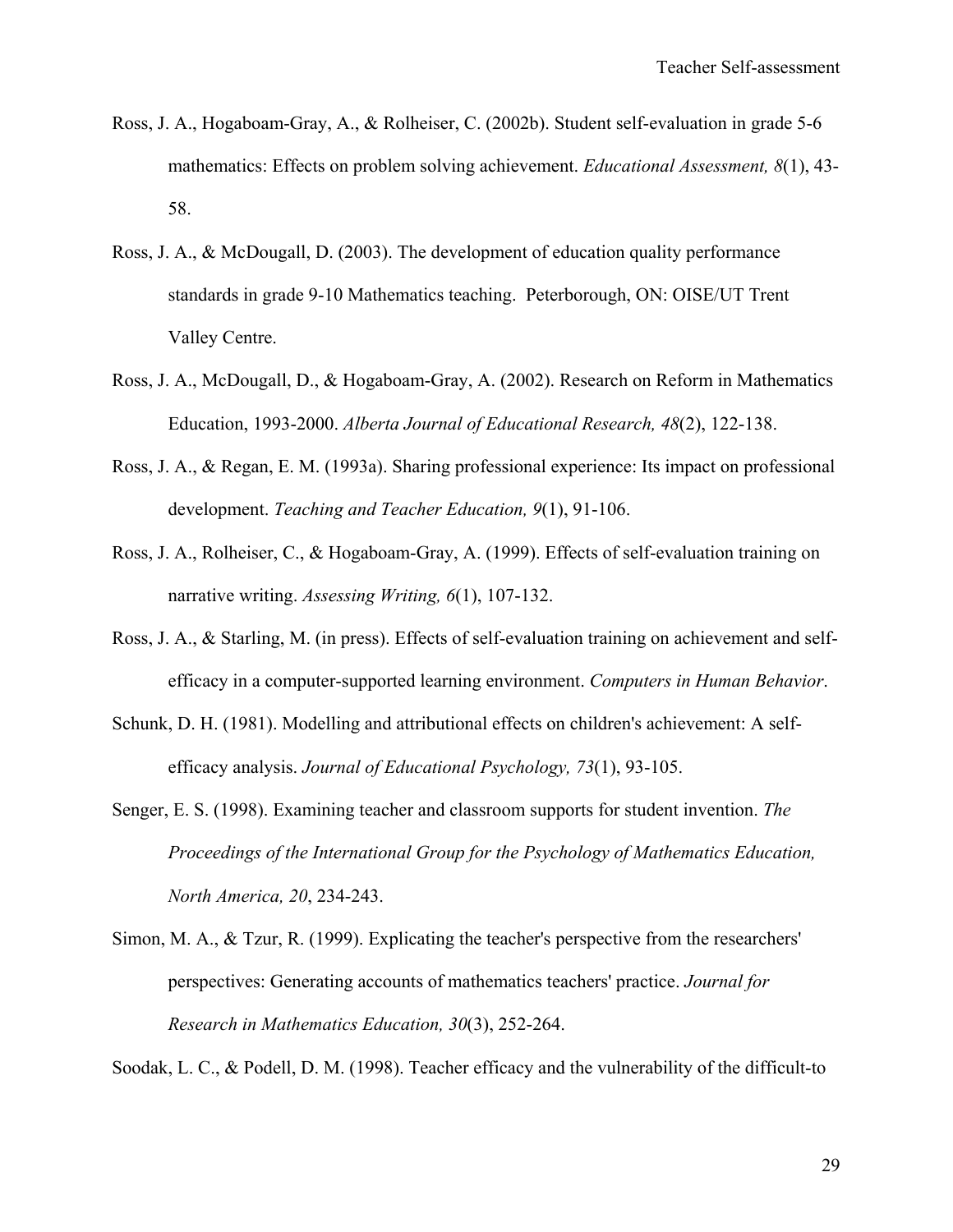Ross, J. A., Hogaboam-Gray, A., & Rolheiser, C. (2002b). Student self-evaluation in grade 5-6 mathematics: Effects on problem solving achievement. *Educational Assessment, 8*(1), 43-58.

Ross, J. A., & McDougall, D. (2003). The development of education quality performance standards in grade 9-10 Mathematics teaching. Peterborough, ON: OISE/UT Trent Valley Centre.

Ross, J. A., McDougall, D., & Hogaboam-Gray, A. (2002). Research on Reform in Mathematics Education, 1993-2000. *Alberta Journal of Educational Research, 48*(2), 122-138.

Ross, J. A., & Regan, E. M. (1993a). Sharing professional experience: Its impact on professional development. *Teaching and Teacher Education, 9*(1), 91-106.

Ross, J. A., Rolheiser, C., & Hogaboam-Gray, A. (1999). Effects of self-evaluation training on narrative writing. *Assessing Writing, 6*(1), 107-132.

Ross, J. A., & Starling, M. (in press). Effects of self-evaluation training on achievement and self-efficacy in a computer-supported learning environment. *Computers in Human Behavior*.

Schunk, D. H. (1981). Modelling and attributional effects on children's achievement: A self-efficacy analysis. *Journal of Educational Psychology, 73*(1), 93-105.

Senger, E. S. (1998). Examining teacher and classroom supports for student invention. *The Proceedings of the International Group for the Psychology of Mathematics Education, North America, 20*, 234-243.

Simon, M. A., & Tzur, R. (1999). Explicating the teacher's perspective from the researchers' perspectives: Generating accounts of mathematics teachers' practice. *Journal for Research in Mathematics Education, 30*(3), 252-264.

Soodak, L. C., & Podell, D. M. (1998). Teacher efficacy and the vulnerability of the difficult-to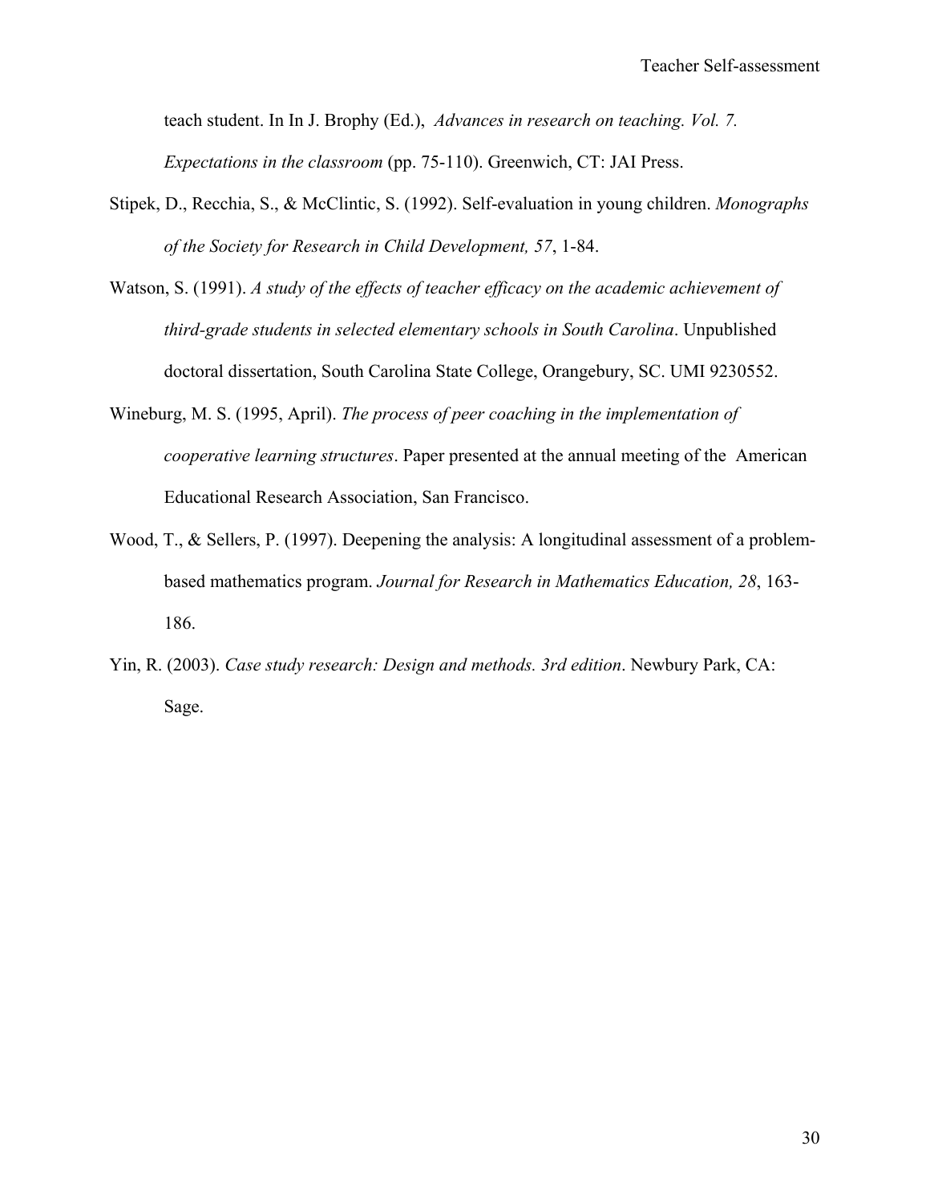teach student. In In J. Brophy (Ed.), *Advances in research on teaching. Vol. 7. Expectations in the classroom* (pp. 75-110). Greenwich, CT: JAI Press.

Stipek, D., Recchia, S., & McClintic, S. (1992). Self-evaluation in young children. *Monographs of the Society for Research in Child Development, 57*, 1-84.

Watson, S. (1991). *A study of the effects of teacher efficacy on the academic achievement of third-grade students in selected elementary schools in South Carolina*. Unpublished doctoral dissertation, South Carolina State College, Orangebury, SC. UMI 9230552.

Wineburg, M. S. (1995, April). *The process of peer coaching in the implementation of cooperative learning structures*. Paper presented at the annual meeting of the American Educational Research Association, San Francisco.

Wood, T., & Sellers, P. (1997). Deepening the analysis: A longitudinal assessment of a problem-based mathematics program. *Journal for Research in Mathematics Education, 28*, 163-186.

Yin, R. (2003). *Case study research: Design and methods. 3rd edition*. Newbury Park, CA: Sage.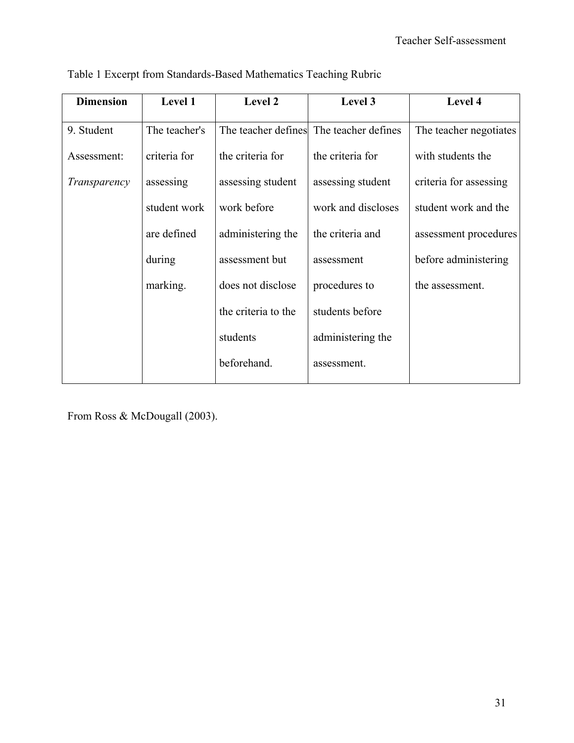Table 1 Excerpt from Standards-Based Mathematics Teaching Rubric

| Dimension | Level 1 | Level 2 | Level 3 | Level 4 |
| --- | --- | --- | --- | --- |
| 9. Student Assessment: *Transparency* | The teacher's criteria for assessing student work are defined during marking. | The teacher defines the criteria for assessing student work before administering the assessment but does not disclose the criteria to the students beforehand. | The teacher defines the criteria for assessing student work and discloses the criteria and assessment procedures to students before administering the assessment. | The teacher negotiates with students the criteria for assessing student work and the assessment procedures before administering the assessment. |

From Ross & McDougall (2003).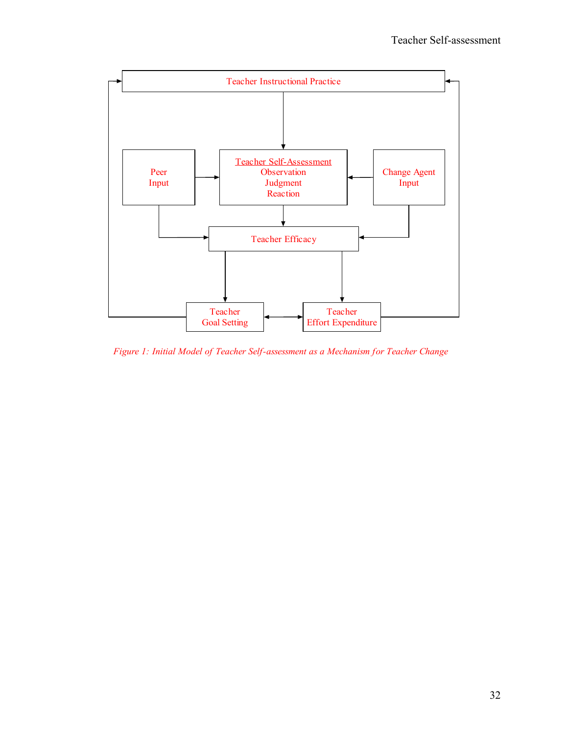Teacher Instructional Practice

Peer Input

<u>Teacher Self-Assessment</u>
Observation
Judgment
Reaction

Change Agent Input

Teacher Efficacy

Teacher Goal Setting

Teacher Effort Expenditure

*Figure 1: Initial Model of Teacher Self-assessment as a Mechanism for Teacher Change*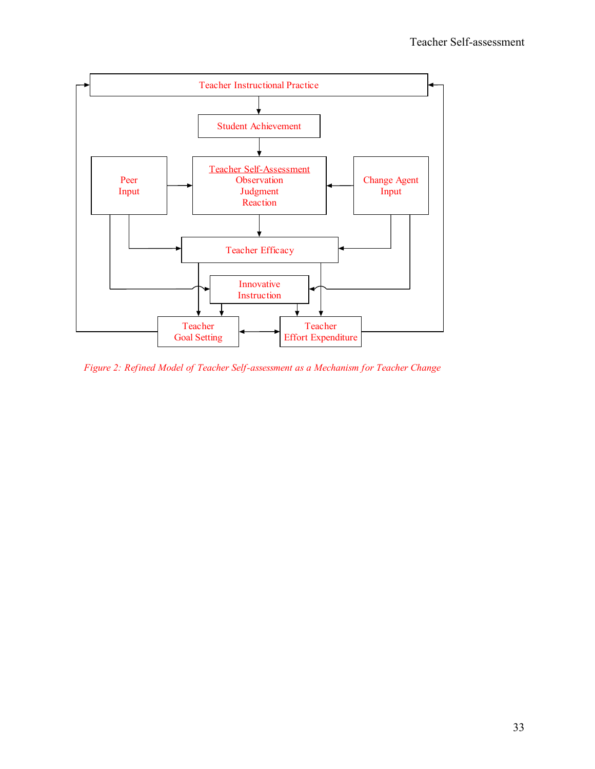Teacher Instructional Practice

Student Achievement

Peer Input

Teacher Self-Assessment
Observation
Judgment
Reaction

Change Agent Input

Teacher Efficacy

Innovative Instruction

Teacher Goal Setting

Teacher Effort Expenditure

*Figure 2: Refined Model of Teacher Self-assessment as a Mechanism for Teacher Change*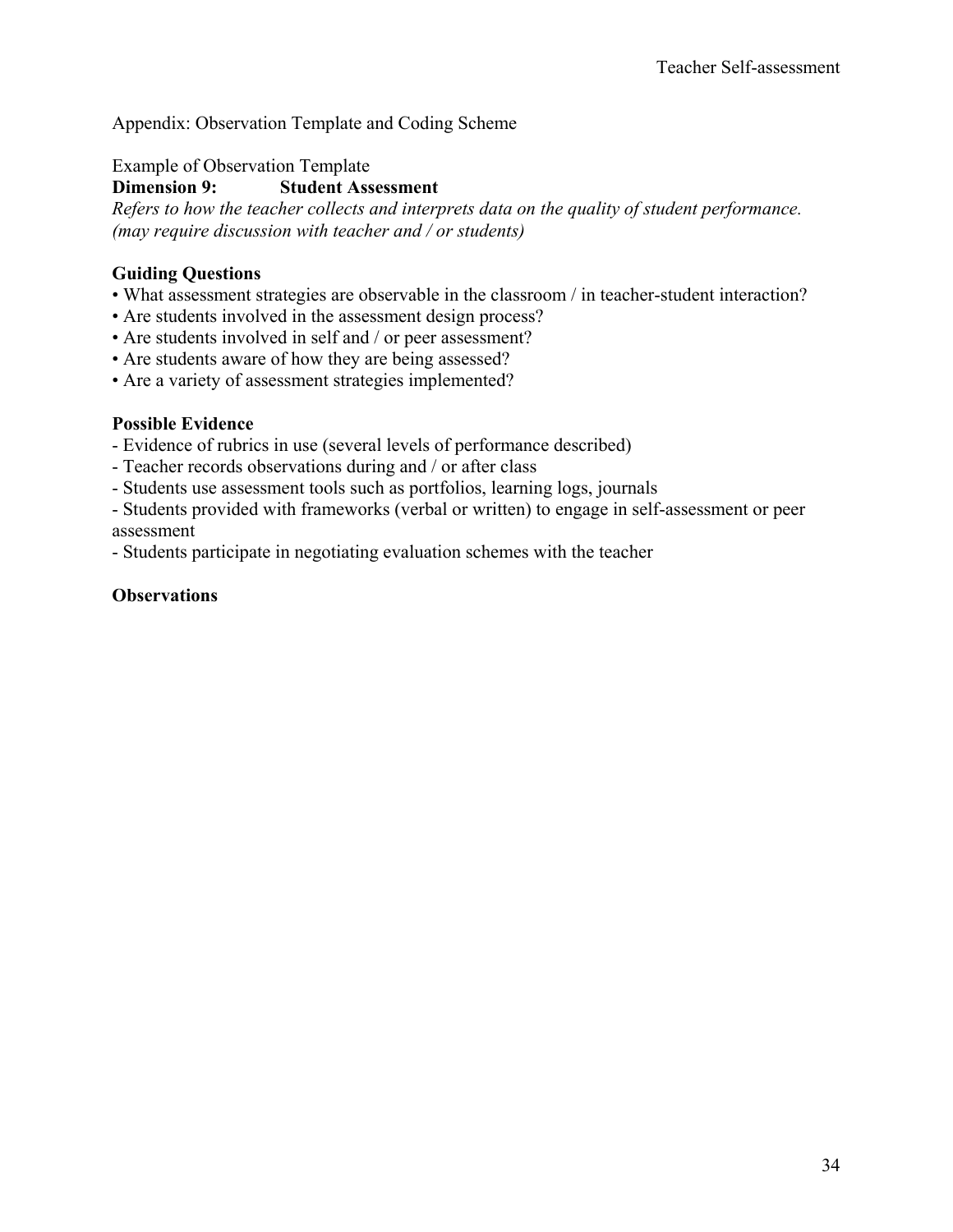Appendix: Observation Template and Coding Scheme

Example of Observation Template

**Dimension 9: Student Assessment**

*Refers to how the teacher collects and interprets data on the quality of student performance. (may require discussion with teacher and / or students)*

**Guiding Questions**

- What assessment strategies are observable in the classroom / in teacher-student interaction?
- Are students involved in the assessment design process?
- Are students involved in self and / or peer assessment?
- Are students aware of how they are being assessed?
- Are a variety of assessment strategies implemented?

**Possible Evidence**

- Evidence of rubrics in use (several levels of performance described)
- Teacher records observations during and / or after class
- Students use assessment tools such as portfolios, learning logs, journals
- Students provided with frameworks (verbal or written) to engage in self-assessment or peer assessment
- Students participate in negotiating evaluation schemes with the teacher

**Observations**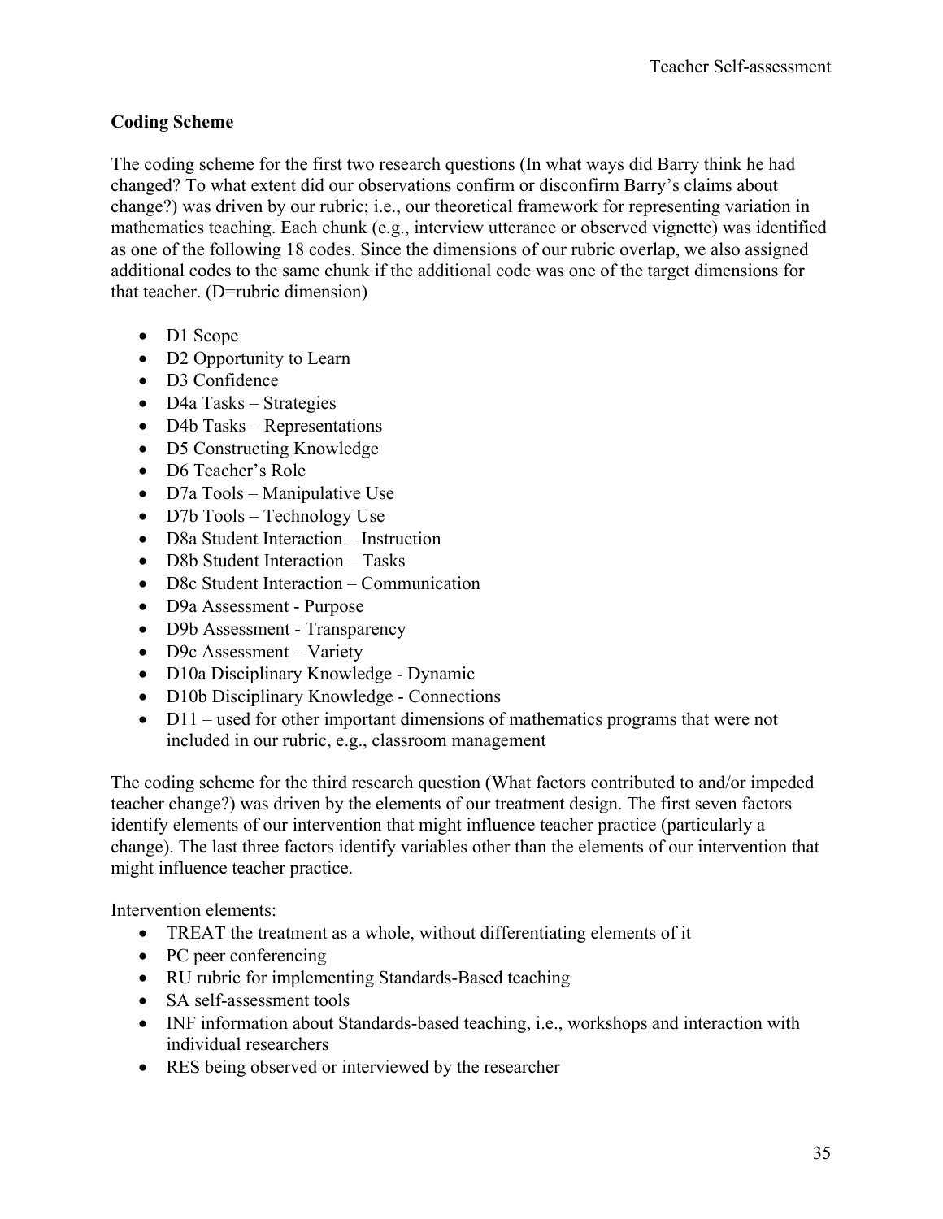**Coding Scheme**

The coding scheme for the first two research questions (In what ways did Barry think he had changed? To what extent did our observations confirm or disconfirm Barry's claims about change?) was driven by our rubric; i.e., our theoretical framework for representing variation in mathematics teaching. Each chunk (e.g., interview utterance or observed vignette) was identified as one of the following 18 codes. Since the dimensions of our rubric overlap, we also assigned additional codes to the same chunk if the additional code was one of the target dimensions for that teacher. (D=rubric dimension)

- D1 Scope
- D2 Opportunity to Learn
- D3 Confidence
- D4a Tasks – Strategies
- D4b Tasks – Representations
- D5 Constructing Knowledge
- D6 Teacher's Role
- D7a Tools – Manipulative Use
- D7b Tools – Technology Use
- D8a Student Interaction – Instruction
- D8b Student Interaction – Tasks
- D8c Student Interaction – Communication
- D9a Assessment - Purpose
- D9b Assessment - Transparency
- D9c Assessment – Variety
- D10a Disciplinary Knowledge - Dynamic
- D10b Disciplinary Knowledge - Connections
- D11 – used for other important dimensions of mathematics programs that were not included in our rubric, e.g., classroom management

The coding scheme for the third research question (What factors contributed to and/or impeded teacher change?) was driven by the elements of our treatment design. The first seven factors identify elements of our intervention that might influence teacher practice (particularly a change). The last three factors identify variables other than the elements of our intervention that might influence teacher practice.

Intervention elements:

- TREAT the treatment as a whole, without differentiating elements of it
- PC peer conferencing
- RU rubric for implementing Standards-Based teaching
- SA self-assessment tools
- INF information about Standards-based teaching, i.e., workshops and interaction with individual researchers
- RES being observed or interviewed by the researcher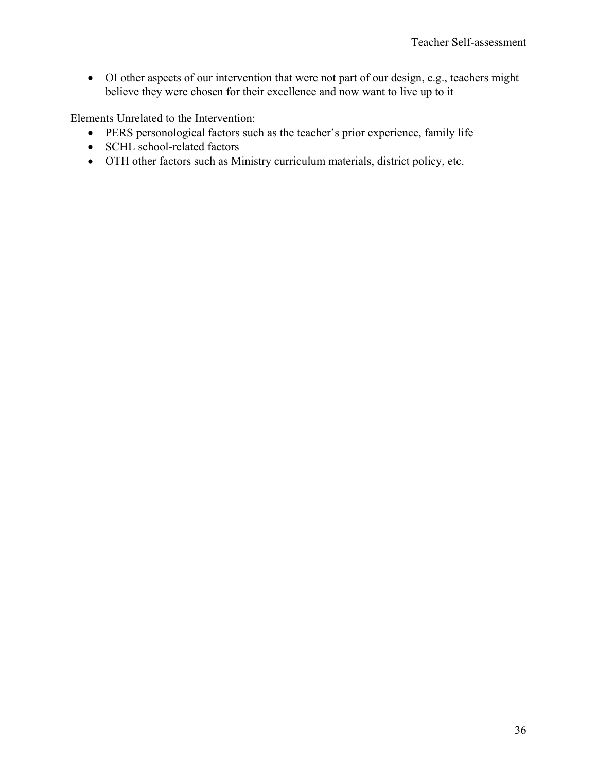- OI other aspects of our intervention that were not part of our design, e.g., teachers might believe they were chosen for their excellence and now want to live up to it

Elements Unrelated to the Intervention:

- PERS personological factors such as the teacher's prior experience, family life
- SCHL school-related factors
- OTH other factors such as Ministry curriculum materials, district policy, etc.